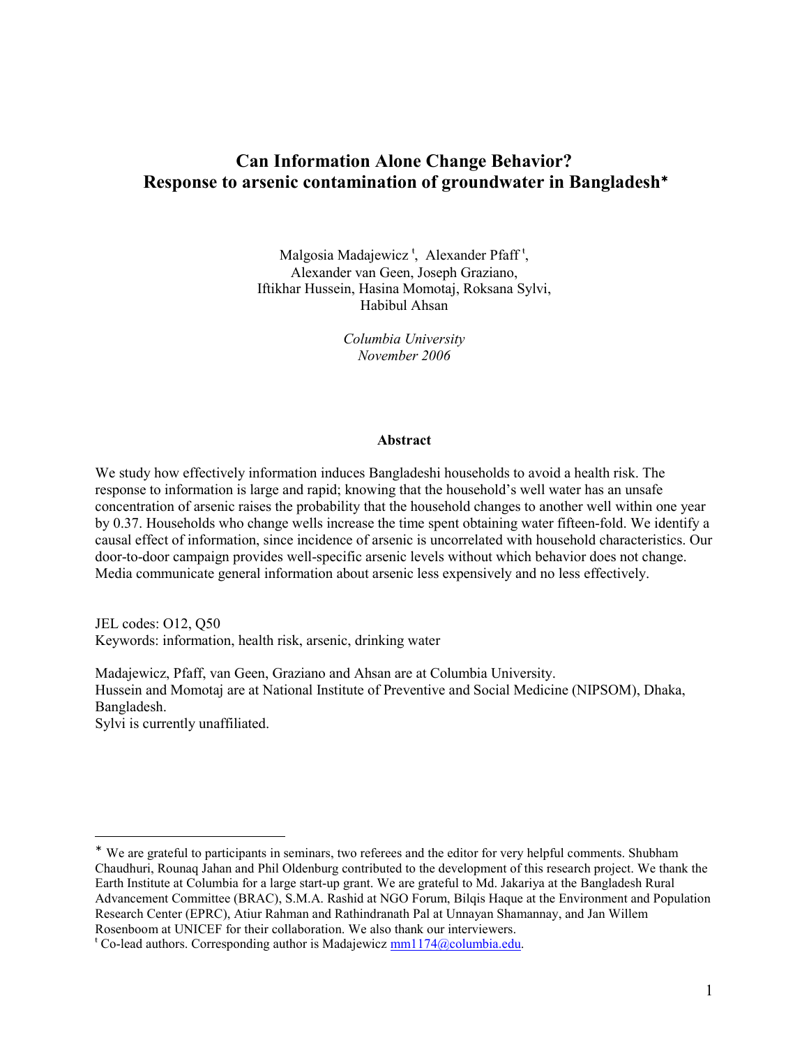# Can Information Alone Change Behavior?
# Response to arsenic contamination of groundwater in Bangladesh*

Malgosia Madajewicz[ŧ], Alexander Pfaff[ŧ],
Alexander van Geen, Joseph Graziano,
Iftikhar Hussein, Hasina Momotaj, Roksana Sylvi,
Habibul Ahsan

*Columbia University*
*November 2006*

## Abstract

We study how effectively information induces Bangladeshi households to avoid a health risk. The response to information is large and rapid; knowing that the household's well water has an unsafe concentration of arsenic raises the probability that the household changes to another well within one year by 0.37. Households who change wells increase the time spent obtaining water fifteen-fold. We identify a causal effect of information, since incidence of arsenic is uncorrelated with household characteristics. Our door-to-door campaign provides well-specific arsenic levels without which behavior does not change. Media communicate general information about arsenic less expensively and no less effectively.

JEL codes: O12, Q50
Keywords: information, health risk, arsenic, drinking water

Madajewicz, Pfaff, van Geen, Graziano and Ahsan are at Columbia University.
Hussein and Momotaj are at National Institute of Preventive and Social Medicine (NIPSOM), Dhaka, Bangladesh.
Sylvi is currently unaffiliated.

---

* We are grateful to participants in seminars, two referees and the editor for very helpful comments. Shubham Chaudhuri, Rounaq Jahan and Phil Oldenburg contributed to the development of this research project. We thank the Earth Institute at Columbia for a large start-up grant. We are grateful to Md. Jakariya at the Bangladesh Rural Advancement Committee (BRAC), S.M.A. Rashid at NGO Forum, Bilqis Haque at the Environment and Population Research Center (EPRC), Atiur Rahman and Rathindranath Pal at Unnayan Shamannay, and Jan Willem Rosenboom at UNICEF for their collaboration. We also thank our interviewers.

[ŧ] Co-lead authors. Corresponding author is Madajewicz mm1174@columbia.edu.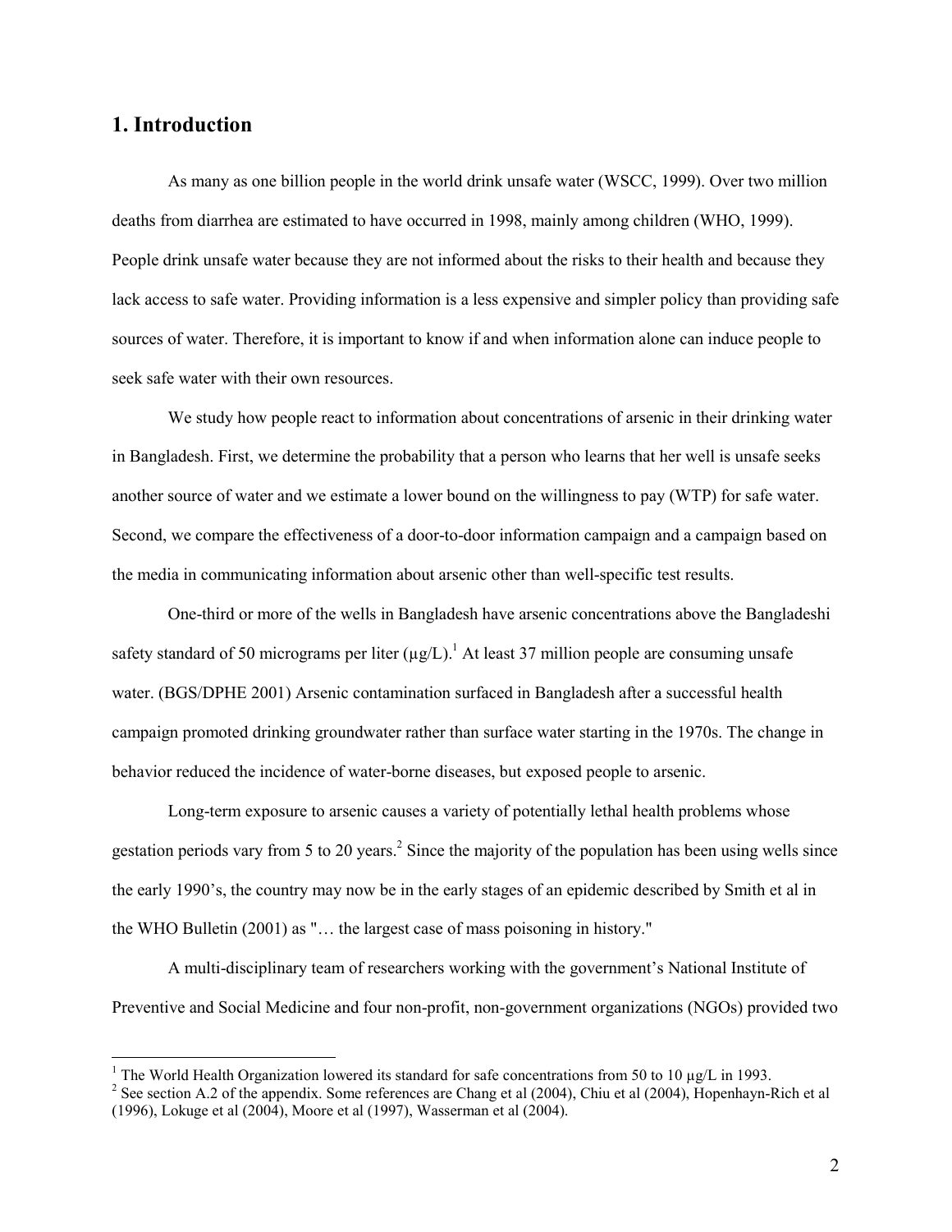## 1. Introduction

As many as one billion people in the world drink unsafe water (WSCC, 1999). Over two million deaths from diarrhea are estimated to have occurred in 1998, mainly among children (WHO, 1999). People drink unsafe water because they are not informed about the risks to their health and because they lack access to safe water. Providing information is a less expensive and simpler policy than providing safe sources of water. Therefore, it is important to know if and when information alone can induce people to seek safe water with their own resources.

We study how people react to information about concentrations of arsenic in their drinking water in Bangladesh. First, we determine the probability that a person who learns that her well is unsafe seeks another source of water and we estimate a lower bound on the willingness to pay (WTP) for safe water. Second, we compare the effectiveness of a door-to-door information campaign and a campaign based on the media in communicating information about arsenic other than well-specific test results.

One-third or more of the wells in Bangladesh have arsenic concentrations above the Bangladeshi safety standard of 50 micrograms per liter (µg/L).[1] At least 37 million people are consuming unsafe water. (BGS/DPHE 2001) Arsenic contamination surfaced in Bangladesh after a successful health campaign promoted drinking groundwater rather than surface water starting in the 1970s. The change in behavior reduced the incidence of water-borne diseases, but exposed people to arsenic.

Long-term exposure to arsenic causes a variety of potentially lethal health problems whose gestation periods vary from 5 to 20 years.[2] Since the majority of the population has been using wells since the early 1990's, the country may now be in the early stages of an epidemic described by Smith et al in the WHO Bulletin (2001) as "… the largest case of mass poisoning in history."

A multi-disciplinary team of researchers working with the government's National Institute of Preventive and Social Medicine and four non-profit, non-government organizations (NGOs) provided two

[1] The World Health Organization lowered its standard for safe concentrations from 50 to 10 µg/L in 1993.

[2] See section A.2 of the appendix. Some references are Chang et al (2004), Chiu et al (2004), Hopenhayn-Rich et al (1996), Lokuge et al (2004), Moore et al (1997), Wasserman et al (2004).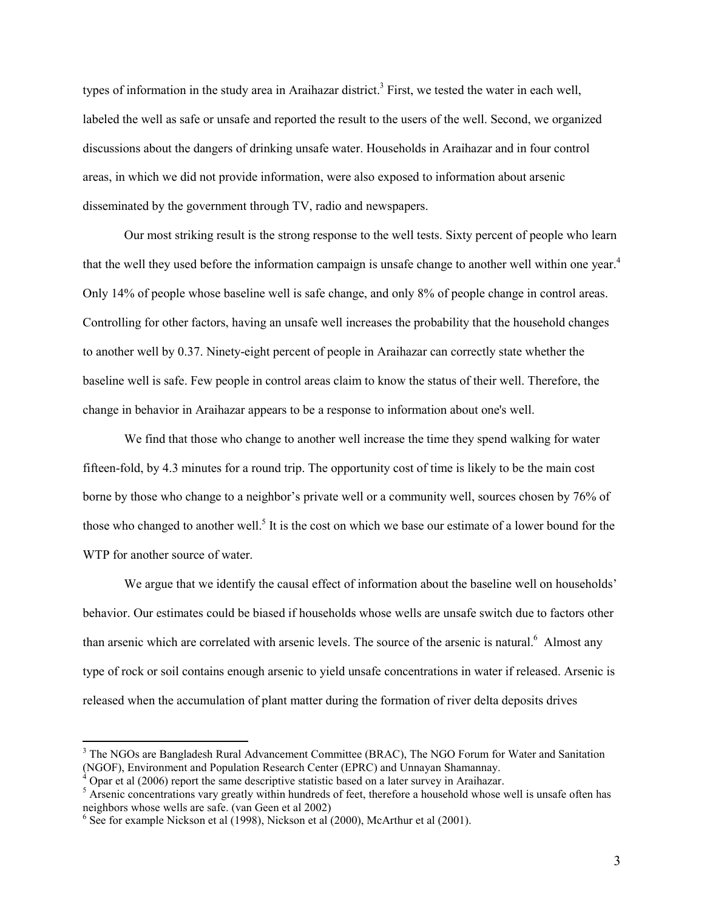types of information in the study area in Araihazar district.[3] First, we tested the water in each well, labeled the well as safe or unsafe and reported the result to the users of the well. Second, we organized discussions about the dangers of drinking unsafe water. Households in Araihazar and in four control areas, in which we did not provide information, were also exposed to information about arsenic disseminated by the government through TV, radio and newspapers.

Our most striking result is the strong response to the well tests. Sixty percent of people who learn that the well they used before the information campaign is unsafe change to another well within one year.[4] Only 14% of people whose baseline well is safe change, and only 8% of people change in control areas. Controlling for other factors, having an unsafe well increases the probability that the household changes to another well by 0.37. Ninety-eight percent of people in Araihazar can correctly state whether the baseline well is safe. Few people in control areas claim to know the status of their well. Therefore, the change in behavior in Araihazar appears to be a response to information about one's well.

We find that those who change to another well increase the time they spend walking for water fifteen-fold, by 4.3 minutes for a round trip. The opportunity cost of time is likely to be the main cost borne by those who change to a neighbor's private well or a community well, sources chosen by 76% of those who changed to another well.[5] It is the cost on which we base our estimate of a lower bound for the WTP for another source of water.

We argue that we identify the causal effect of information about the baseline well on households' behavior. Our estimates could be biased if households whose wells are unsafe switch due to factors other than arsenic which are correlated with arsenic levels. The source of the arsenic is natural.[6] Almost any type of rock or soil contains enough arsenic to yield unsafe concentrations in water if released. Arsenic is released when the accumulation of plant matter during the formation of river delta deposits drives

---

[3] The NGOs are Bangladesh Rural Advancement Committee (BRAC), The NGO Forum for Water and Sanitation (NGOF), Environment and Population Research Center (EPRC) and Unnayan Shamannay.

[4] Opar et al (2006) report the same descriptive statistic based on a later survey in Araihazar.

[5] Arsenic concentrations vary greatly within hundreds of feet, therefore a household whose well is unsafe often has neighbors whose wells are safe. (van Geen et al 2002)

[6] See for example Nickson et al (1998), Nickson et al (2000), McArthur et al (2001).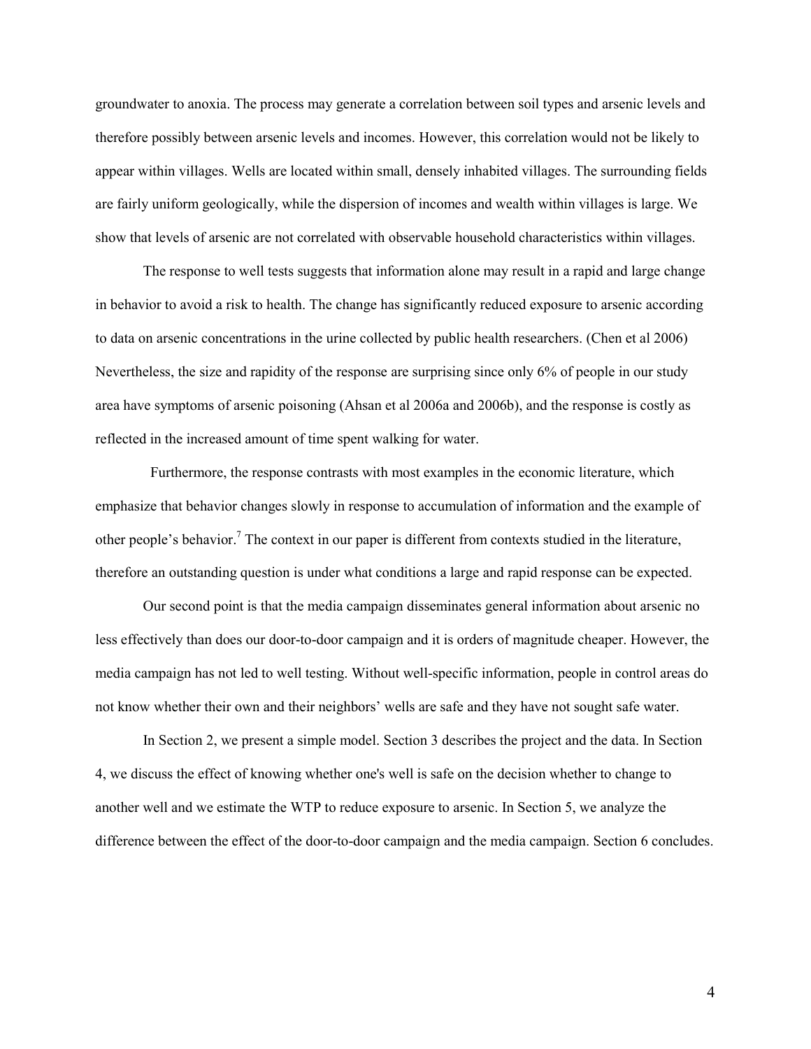groundwater to anoxia. The process may generate a correlation between soil types and arsenic levels and therefore possibly between arsenic levels and incomes. However, this correlation would not be likely to appear within villages. Wells are located within small, densely inhabited villages. The surrounding fields are fairly uniform geologically, while the dispersion of incomes and wealth within villages is large. We show that levels of arsenic are not correlated with observable household characteristics within villages.

The response to well tests suggests that information alone may result in a rapid and large change in behavior to avoid a risk to health. The change has significantly reduced exposure to arsenic according to data on arsenic concentrations in the urine collected by public health researchers. (Chen et al 2006) Nevertheless, the size and rapidity of the response are surprising since only 6% of people in our study area have symptoms of arsenic poisoning (Ahsan et al 2006a and 2006b), and the response is costly as reflected in the increased amount of time spent walking for water.

Furthermore, the response contrasts with most examples in the economic literature, which emphasize that behavior changes slowly in response to accumulation of information and the example of other people's behavior.[7] The context in our paper is different from contexts studied in the literature, therefore an outstanding question is under what conditions a large and rapid response can be expected.

Our second point is that the media campaign disseminates general information about arsenic no less effectively than does our door-to-door campaign and it is orders of magnitude cheaper. However, the media campaign has not led to well testing. Without well-specific information, people in control areas do not know whether their own and their neighbors' wells are safe and they have not sought safe water.

In Section 2, we present a simple model. Section 3 describes the project and the data. In Section 4, we discuss the effect of knowing whether one's well is safe on the decision whether to change to another well and we estimate the WTP to reduce exposure to arsenic. In Section 5, we analyze the difference between the effect of the door-to-door campaign and the media campaign. Section 6 concludes.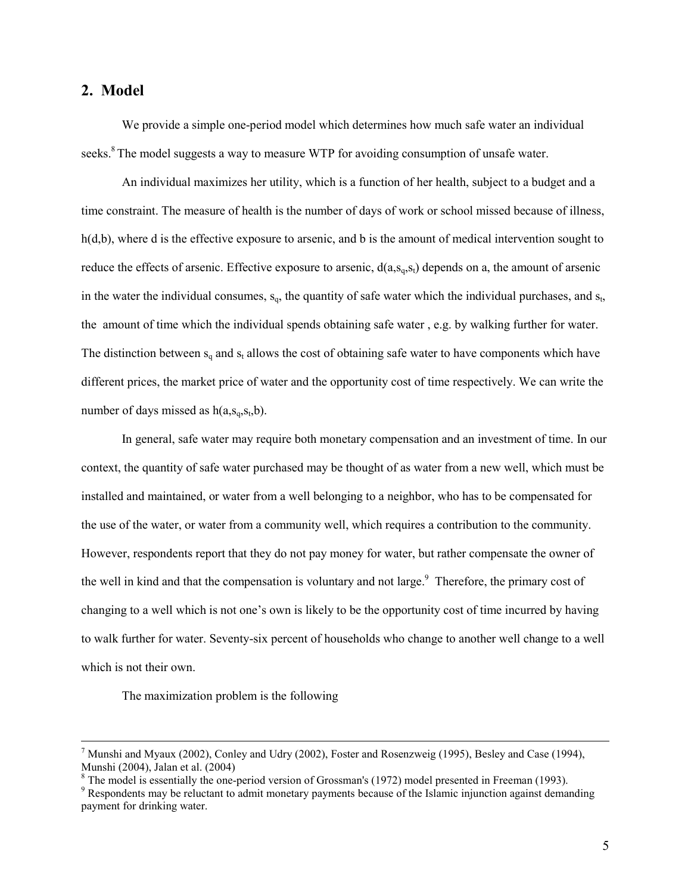## 2. Model

We provide a simple one-period model which determines how much safe water an individual seeks.[8] The model suggests a way to measure WTP for avoiding consumption of unsafe water.

An individual maximizes her utility, which is a function of her health, subject to a budget and a time constraint. The measure of health is the number of days of work or school missed because of illness, $h(d,b)$, where $d$ is the effective exposure to arsenic, and $b$ is the amount of medical intervention sought to reduce the effects of arsenic. Effective exposure to arsenic, $d(a,s_q,s_t)$ depends on $a$, the amount of arsenic in the water the individual consumes, $s_q$, the quantity of safe water which the individual purchases, and $s_t$, the amount of time which the individual spends obtaining safe water , e.g. by walking further for water. The distinction between $s_q$ and $s_t$ allows the cost of obtaining safe water to have components which have different prices, the market price of water and the opportunity cost of time respectively. We can write the number of days missed as $h(a,s_q,s_t,b)$.

In general, safe water may require both monetary compensation and an investment of time. In our context, the quantity of safe water purchased may be thought of as water from a new well, which must be installed and maintained, or water from a well belonging to a neighbor, who has to be compensated for the use of the water, or water from a community well, which requires a contribution to the community. However, respondents report that they do not pay money for water, but rather compensate the owner of the well in kind and that the compensation is voluntary and not large.[9] Therefore, the primary cost of changing to a well which is not one's own is likely to be the opportunity cost of time incurred by having to walk further for water. Seventy-six percent of households who change to another well change to a well which is not their own.

The maximization problem is the following

---

[7] Munshi and Myaux (2002), Conley and Udry (2002), Foster and Rosenzweig (1995), Besley and Case (1994), Munshi (2004), Jalan et al. (2004)

[8] The model is essentially the one-period version of Grossman's (1972) model presented in Freeman (1993).

[9] Respondents may be reluctant to admit monetary payments because of the Islamic injunction against demanding payment for drinking water.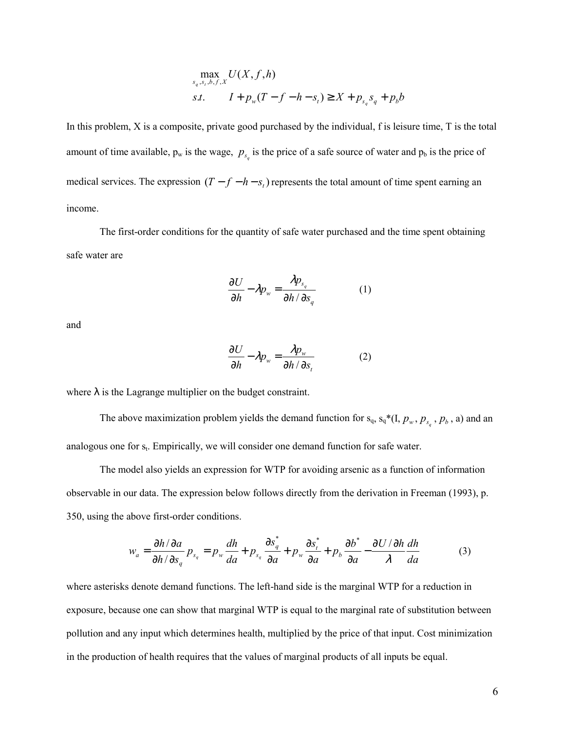$$\max_{s_q, s_t, b, f, X} U(X, f, h)$$

$$s.t. \qquad I + p_w(T - f - h - s_t) \geq X + p_{s_q} s_q + p_b b$$

In this problem, X is a composite, private good purchased by the individual, f is leisure time, T is the total amount of time available, $p_w$ is the wage, $p_{s_q}$ is the price of a safe source of water and $p_b$ is the price of medical services. The expression $(T - f - h - s_t)$ represents the total amount of time spent earning an income.

The first-order conditions for the quantity of safe water purchased and the time spent obtaining safe water are

$$\frac{\partial U}{\partial h} - \lambda p_w = \frac{\lambda p_{s_q}}{\partial h / \partial s_q} \qquad (1)$$

and

$$\frac{\partial U}{\partial h} - \lambda p_w = \frac{\lambda p_w}{\partial h / \partial s_t} \qquad (2)$$

where λ is the Lagrange multiplier on the budget constraint.

The above maximization problem yields the demand function for $s_q$, $s_q$*(I, $p_w$, $p_{s_q}$, $p_b$, a) and an analogous one for $s_t$. Empirically, we will consider one demand function for safe water.

The model also yields an expression for WTP for avoiding arsenic as a function of information observable in our data. The expression below follows directly from the derivation in Freeman (1993), p. 350, using the above first-order conditions.

$$w_a = \frac{\partial h / \partial a}{\partial h / \partial s_q} p_{s_q} = p_w \frac{dh}{da} + p_{s_q} \frac{\partial s_q^*}{\partial a} + p_w \frac{\partial s_t^*}{\partial a} + p_b \frac{\partial b^*}{\partial a} - \frac{\partial U / \partial h}{\lambda} \frac{dh}{da} \qquad (3)$$

where asterisks denote demand functions. The left-hand side is the marginal WTP for a reduction in exposure, because one can show that marginal WTP is equal to the marginal rate of substitution between pollution and any input which determines health, multiplied by the price of that input. Cost minimization in the production of health requires that the values of marginal products of all inputs be equal.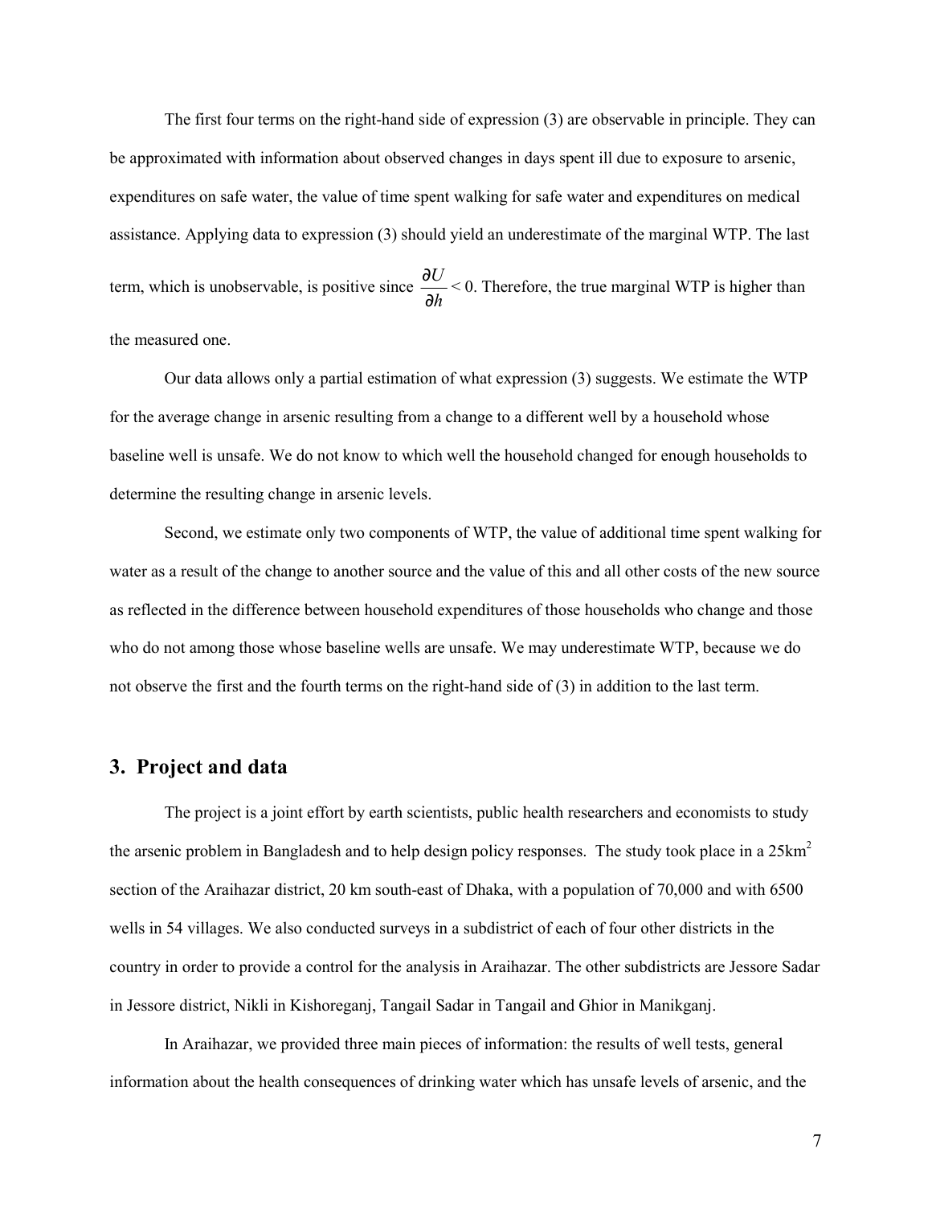The first four terms on the right-hand side of expression (3) are observable in principle. They can be approximated with information about observed changes in days spent ill due to exposure to arsenic, expenditures on safe water, the value of time spent walking for safe water and expenditures on medical assistance. Applying data to expression (3) should yield an underestimate of the marginal WTP. The last term, which is unobservable, is positive since $\frac{\partial U}{\partial h} < 0$. Therefore, the true marginal WTP is higher than the measured one.

Our data allows only a partial estimation of what expression (3) suggests. We estimate the WTP for the average change in arsenic resulting from a change to a different well by a household whose baseline well is unsafe. We do not know to which well the household changed for enough households to determine the resulting change in arsenic levels.

Second, we estimate only two components of WTP, the value of additional time spent walking for water as a result of the change to another source and the value of this and all other costs of the new source as reflected in the difference between household expenditures of those households who change and those who do not among those whose baseline wells are unsafe. We may underestimate WTP, because we do not observe the first and the fourth terms on the right-hand side of (3) in addition to the last term.

## 3. Project and data

The project is a joint effort by earth scientists, public health researchers and economists to study the arsenic problem in Bangladesh and to help design policy responses. The study took place in a 25km$^2$ section of the Araihazar district, 20 km south-east of Dhaka, with a population of 70,000 and with 6500 wells in 54 villages. We also conducted surveys in a subdistrict of each of four other districts in the country in order to provide a control for the analysis in Araihazar. The other subdistricts are Jessore Sadar in Jessore district, Nikli in Kishoreganj, Tangail Sadar in Tangail and Ghior in Manikganj.

In Araihazar, we provided three main pieces of information: the results of well tests, general information about the health consequences of drinking water which has unsafe levels of arsenic, and the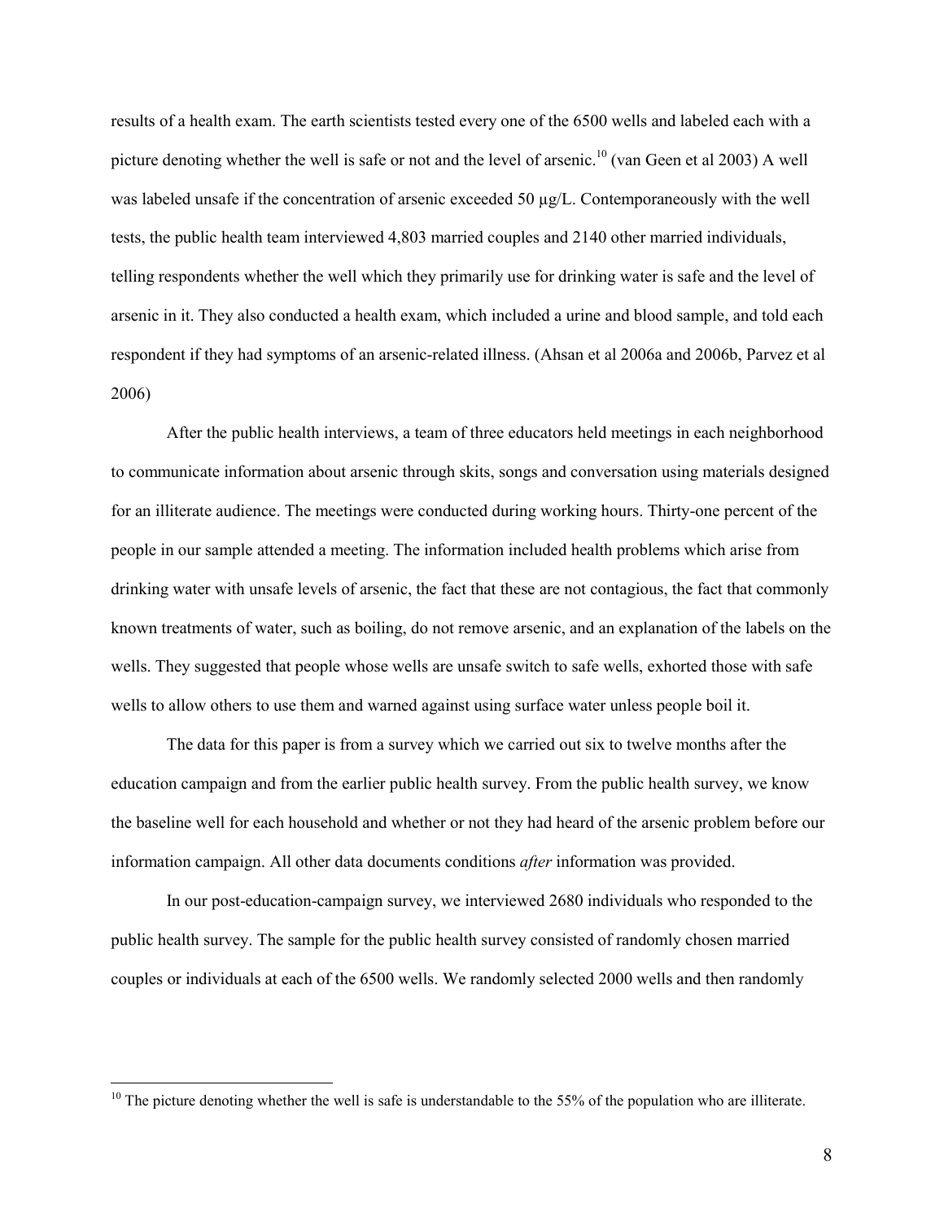results of a health exam. The earth scientists tested every one of the 6500 wells and labeled each with a picture denoting whether the well is safe or not and the level of arsenic.[10] (van Geen et al 2003) A well was labeled unsafe if the concentration of arsenic exceeded 50 µg/L. Contemporaneously with the well tests, the public health team interviewed 4,803 married couples and 2140 other married individuals, telling respondents whether the well which they primarily use for drinking water is safe and the level of arsenic in it. They also conducted a health exam, which included a urine and blood sample, and told each respondent if they had symptoms of an arsenic-related illness. (Ahsan et al 2006a and 2006b, Parvez et al 2006)

After the public health interviews, a team of three educators held meetings in each neighborhood to communicate information about arsenic through skits, songs and conversation using materials designed for an illiterate audience. The meetings were conducted during working hours. Thirty-one percent of the people in our sample attended a meeting. The information included health problems which arise from drinking water with unsafe levels of arsenic, the fact that these are not contagious, the fact that commonly known treatments of water, such as boiling, do not remove arsenic, and an explanation of the labels on the wells. They suggested that people whose wells are unsafe switch to safe wells, exhorted those with safe wells to allow others to use them and warned against using surface water unless people boil it.

The data for this paper is from a survey which we carried out six to twelve months after the education campaign and from the earlier public health survey. From the public health survey, we know the baseline well for each household and whether or not they had heard of the arsenic problem before our information campaign. All other data documents conditions *after* information was provided.

In our post-education-campaign survey, we interviewed 2680 individuals who responded to the public health survey. The sample for the public health survey consisted of randomly chosen married couples or individuals at each of the 6500 wells. We randomly selected 2000 wells and then randomly

[10] The picture denoting whether the well is safe is understandable to the 55% of the population who are illiterate.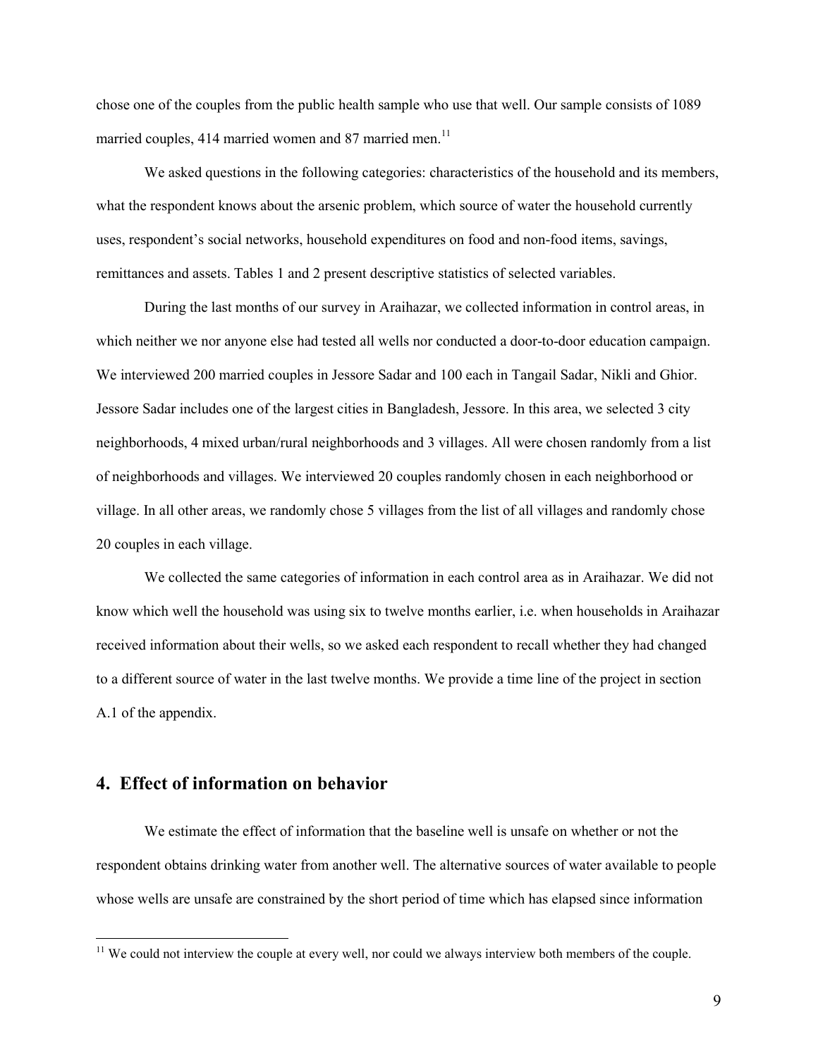chose one of the couples from the public health sample who use that well. Our sample consists of 1089 married couples, 414 married women and 87 married men.[11]

We asked questions in the following categories: characteristics of the household and its members, what the respondent knows about the arsenic problem, which source of water the household currently uses, respondent's social networks, household expenditures on food and non-food items, savings, remittances and assets. Tables 1 and 2 present descriptive statistics of selected variables.

During the last months of our survey in Araihazar, we collected information in control areas, in which neither we nor anyone else had tested all wells nor conducted a door-to-door education campaign. We interviewed 200 married couples in Jessore Sadar and 100 each in Tangail Sadar, Nikli and Ghior. Jessore Sadar includes one of the largest cities in Bangladesh, Jessore. In this area, we selected 3 city neighborhoods, 4 mixed urban/rural neighborhoods and 3 villages. All were chosen randomly from a list of neighborhoods and villages. We interviewed 20 couples randomly chosen in each neighborhood or village. In all other areas, we randomly chose 5 villages from the list of all villages and randomly chose 20 couples in each village.

We collected the same categories of information in each control area as in Araihazar. We did not know which well the household was using six to twelve months earlier, i.e. when households in Araihazar received information about their wells, so we asked each respondent to recall whether they had changed to a different source of water in the last twelve months. We provide a time line of the project in section A.1 of the appendix.

## 4. Effect of information on behavior

We estimate the effect of information that the baseline well is unsafe on whether or not the respondent obtains drinking water from another well. The alternative sources of water available to people whose wells are unsafe are constrained by the short period of time which has elapsed since information

[11] We could not interview the couple at every well, nor could we always interview both members of the couple.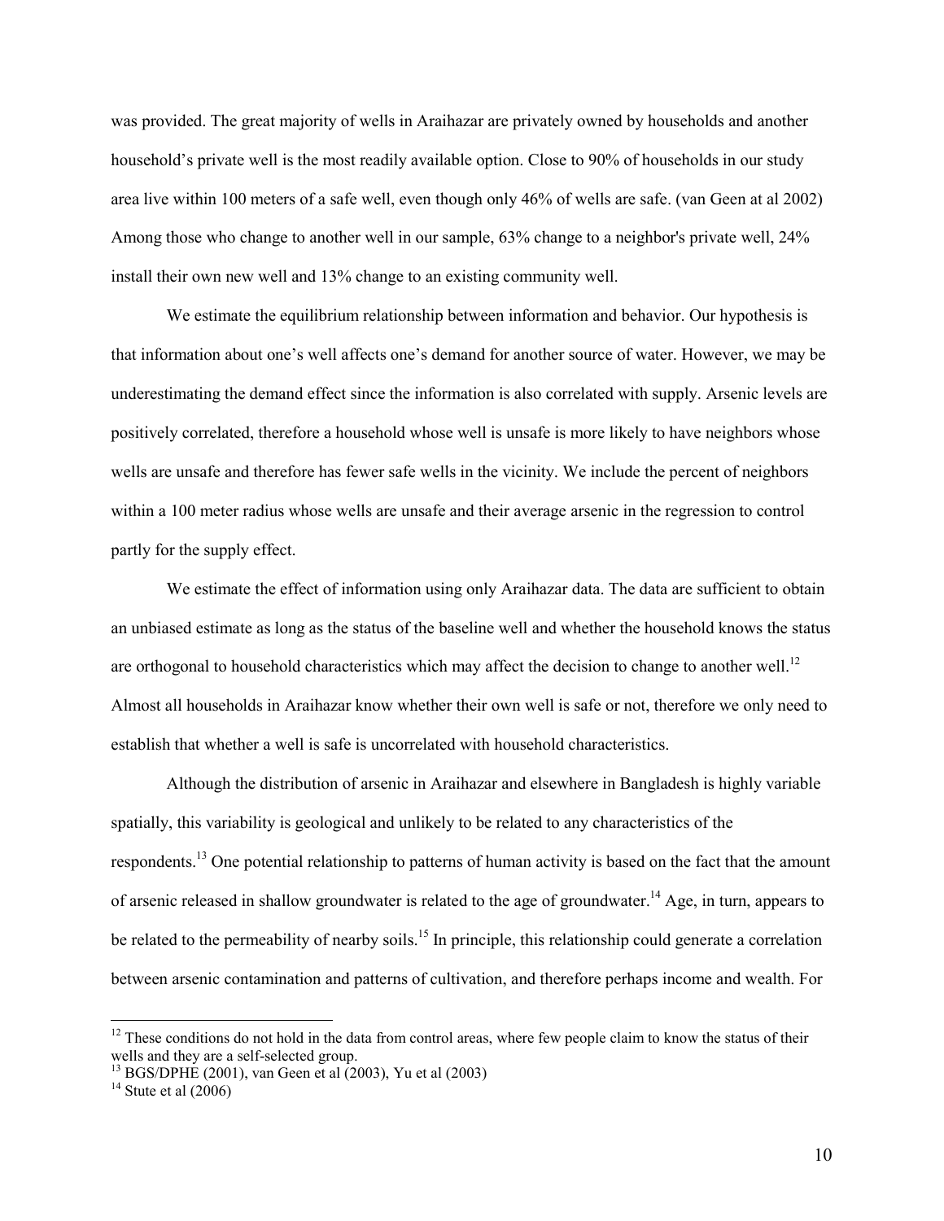was provided. The great majority of wells in Araihazar are privately owned by households and another household's private well is the most readily available option. Close to 90% of households in our study area live within 100 meters of a safe well, even though only 46% of wells are safe. (van Geen at al 2002) Among those who change to another well in our sample, 63% change to a neighbor's private well, 24% install their own new well and 13% change to an existing community well.

We estimate the equilibrium relationship between information and behavior. Our hypothesis is that information about one's well affects one's demand for another source of water. However, we may be underestimating the demand effect since the information is also correlated with supply. Arsenic levels are positively correlated, therefore a household whose well is unsafe is more likely to have neighbors whose wells are unsafe and therefore has fewer safe wells in the vicinity. We include the percent of neighbors within a 100 meter radius whose wells are unsafe and their average arsenic in the regression to control partly for the supply effect.

We estimate the effect of information using only Araihazar data. The data are sufficient to obtain an unbiased estimate as long as the status of the baseline well and whether the household knows the status are orthogonal to household characteristics which may affect the decision to change to another well.[12] Almost all households in Araihazar know whether their own well is safe or not, therefore we only need to establish that whether a well is safe is uncorrelated with household characteristics.

Although the distribution of arsenic in Araihazar and elsewhere in Bangladesh is highly variable spatially, this variability is geological and unlikely to be related to any characteristics of the respondents.[13] One potential relationship to patterns of human activity is based on the fact that the amount of arsenic released in shallow groundwater is related to the age of groundwater.[14] Age, in turn, appears to be related to the permeability of nearby soils.[15] In principle, this relationship could generate a correlation between arsenic contamination and patterns of cultivation, and therefore perhaps income and wealth. For

[12] These conditions do not hold in the data from control areas, where few people claim to know the status of their wells and they are a self-selected group.

[13] BGS/DPHE (2001), van Geen et al (2003), Yu et al (2003)

[14] Stute et al (2006)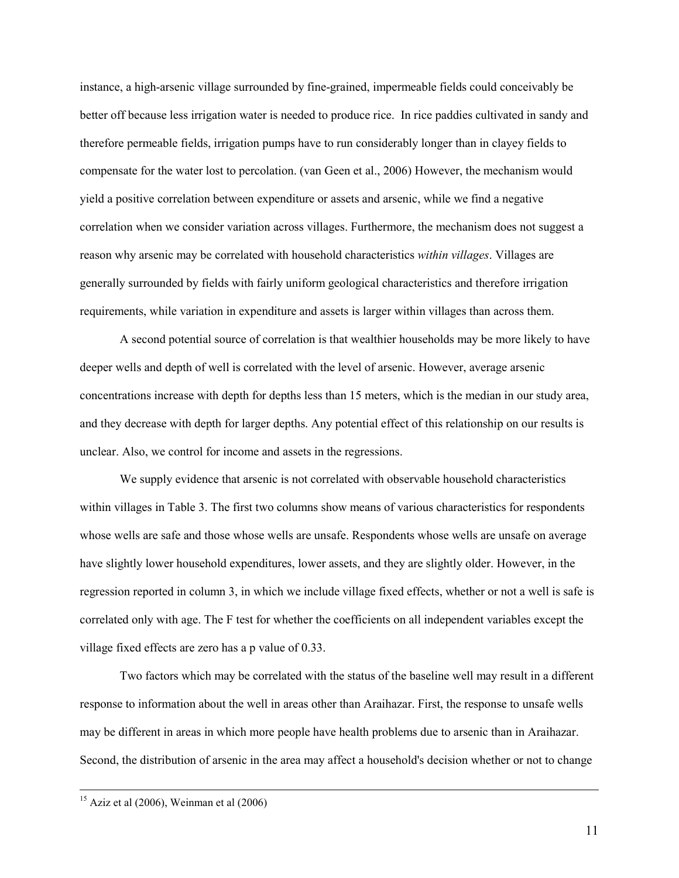instance, a high-arsenic village surrounded by fine-grained, impermeable fields could conceivably be better off because less irrigation water is needed to produce rice. In rice paddies cultivated in sandy and therefore permeable fields, irrigation pumps have to run considerably longer than in clayey fields to compensate for the water lost to percolation. (van Geen et al., 2006) However, the mechanism would yield a positive correlation between expenditure or assets and arsenic, while we find a negative correlation when we consider variation across villages. Furthermore, the mechanism does not suggest a reason why arsenic may be correlated with household characteristics *within villages*. Villages are generally surrounded by fields with fairly uniform geological characteristics and therefore irrigation requirements, while variation in expenditure and assets is larger within villages than across them.

A second potential source of correlation is that wealthier households may be more likely to have deeper wells and depth of well is correlated with the level of arsenic. However, average arsenic concentrations increase with depth for depths less than 15 meters, which is the median in our study area, and they decrease with depth for larger depths. Any potential effect of this relationship on our results is unclear. Also, we control for income and assets in the regressions.

We supply evidence that arsenic is not correlated with observable household characteristics within villages in Table 3. The first two columns show means of various characteristics for respondents whose wells are safe and those whose wells are unsafe. Respondents whose wells are unsafe on average have slightly lower household expenditures, lower assets, and they are slightly older. However, in the regression reported in column 3, in which we include village fixed effects, whether or not a well is safe is correlated only with age. The F test for whether the coefficients on all independent variables except the village fixed effects are zero has a p value of 0.33.

Two factors which may be correlated with the status of the baseline well may result in a different response to information about the well in areas other than Araihazar. First, the response to unsafe wells may be different in areas in which more people have health problems due to arsenic than in Araihazar. Second, the distribution of arsenic in the area may affect a household's decision whether or not to change

---

[15] Aziz et al (2006), Weinman et al (2006)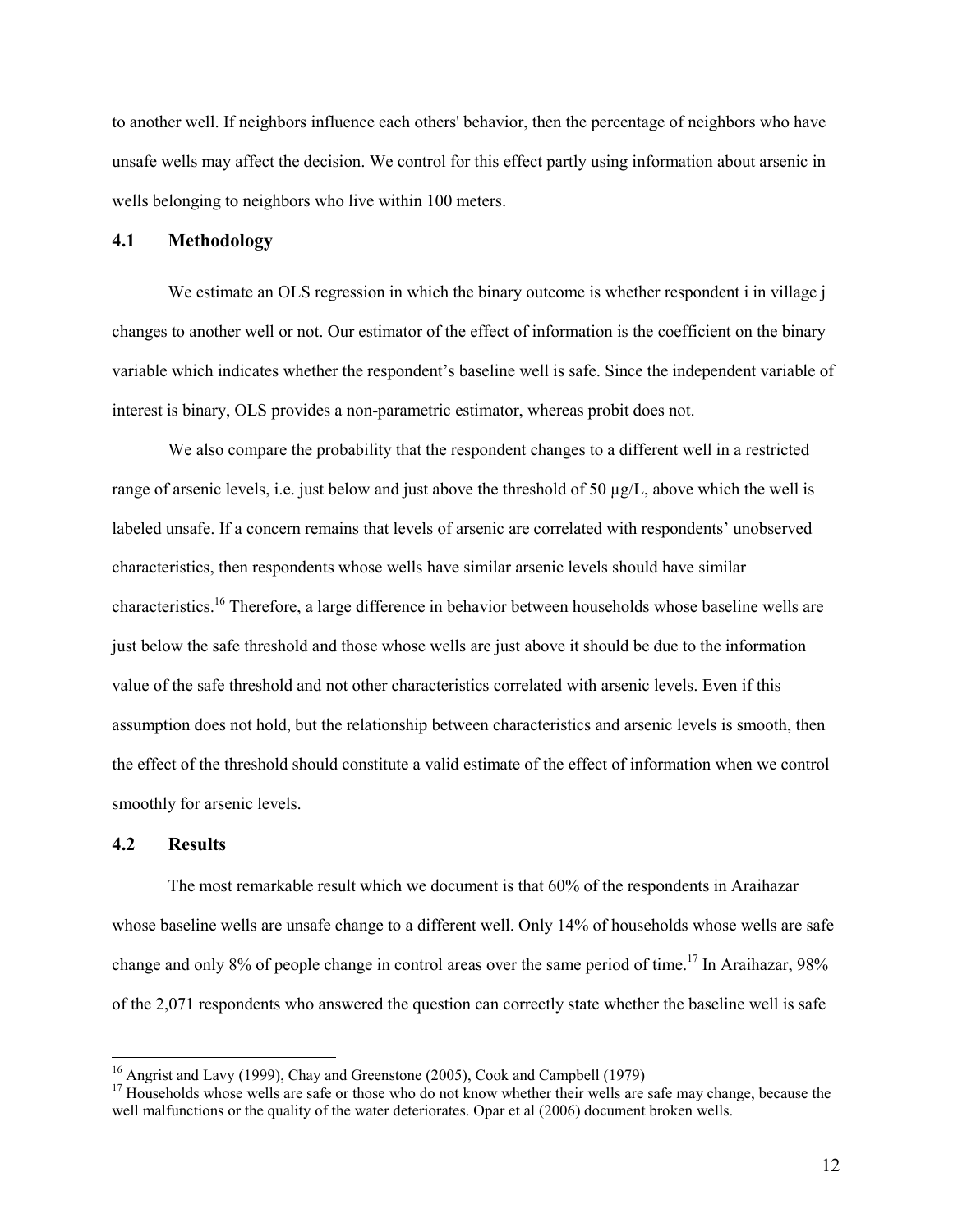to another well. If neighbors influence each others' behavior, then the percentage of neighbors who have unsafe wells may affect the decision. We control for this effect partly using information about arsenic in wells belonging to neighbors who live within 100 meters.

### 4.1 Methodology

We estimate an OLS regression in which the binary outcome is whether respondent i in village j changes to another well or not. Our estimator of the effect of information is the coefficient on the binary variable which indicates whether the respondent's baseline well is safe. Since the independent variable of interest is binary, OLS provides a non-parametric estimator, whereas probit does not.

We also compare the probability that the respondent changes to a different well in a restricted range of arsenic levels, i.e. just below and just above the threshold of 50 µg/L, above which the well is labeled unsafe. If a concern remains that levels of arsenic are correlated with respondents' unobserved characteristics, then respondents whose wells have similar arsenic levels should have similar characteristics.[16] Therefore, a large difference in behavior between households whose baseline wells are just below the safe threshold and those whose wells are just above it should be due to the information value of the safe threshold and not other characteristics correlated with arsenic levels. Even if this assumption does not hold, but the relationship between characteristics and arsenic levels is smooth, then the effect of the threshold should constitute a valid estimate of the effect of information when we control smoothly for arsenic levels.

### 4.2 Results

The most remarkable result which we document is that 60% of the respondents in Araihazar whose baseline wells are unsafe change to a different well. Only 14% of households whose wells are safe change and only 8% of people change in control areas over the same period of time.[17] In Araihazar, 98% of the 2,071 respondents who answered the question can correctly state whether the baseline well is safe

[16] Angrist and Lavy (1999), Chay and Greenstone (2005), Cook and Campbell (1979)

[17] Households whose wells are safe or those who do not know whether their wells are safe may change, because the well malfunctions or the quality of the water deteriorates. Opar et al (2006) document broken wells.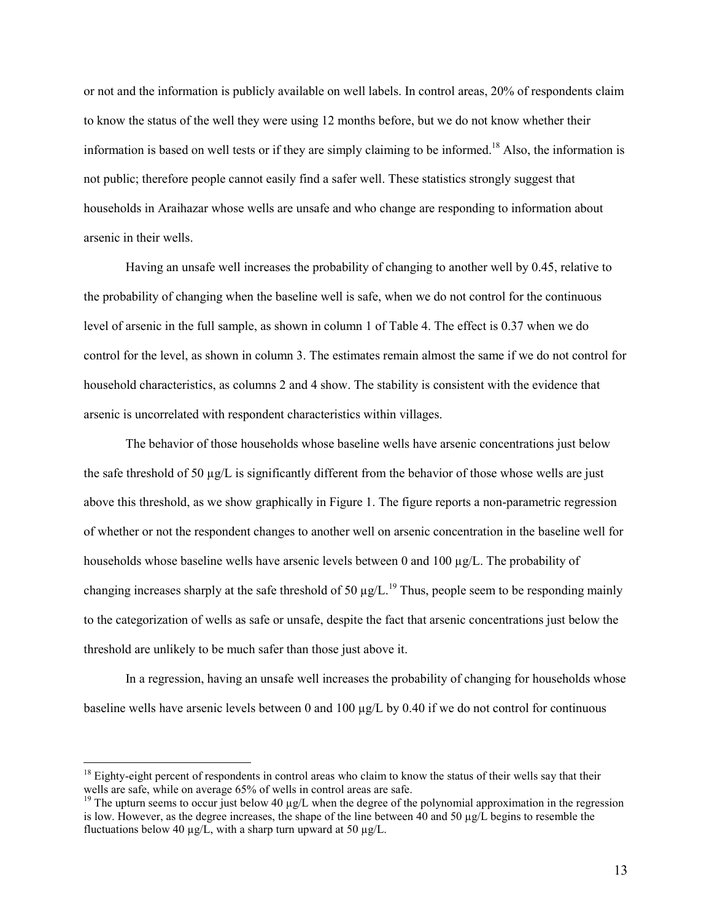or not and the information is publicly available on well labels. In control areas, 20% of respondents claim to know the status of the well they were using 12 months before, but we do not know whether their information is based on well tests or if they are simply claiming to be informed.[18] Also, the information is not public; therefore people cannot easily find a safer well. These statistics strongly suggest that households in Araihazar whose wells are unsafe and who change are responding to information about arsenic in their wells.

Having an unsafe well increases the probability of changing to another well by 0.45, relative to the probability of changing when the baseline well is safe, when we do not control for the continuous level of arsenic in the full sample, as shown in column 1 of Table 4. The effect is 0.37 when we do control for the level, as shown in column 3. The estimates remain almost the same if we do not control for household characteristics, as columns 2 and 4 show. The stability is consistent with the evidence that arsenic is uncorrelated with respondent characteristics within villages.

The behavior of those households whose baseline wells have arsenic concentrations just below the safe threshold of 50 µg/L is significantly different from the behavior of those whose wells are just above this threshold, as we show graphically in Figure 1. The figure reports a non-parametric regression of whether or not the respondent changes to another well on arsenic concentration in the baseline well for households whose baseline wells have arsenic levels between 0 and 100 µg/L. The probability of changing increases sharply at the safe threshold of 50 µg/L.[19] Thus, people seem to be responding mainly to the categorization of wells as safe or unsafe, despite the fact that arsenic concentrations just below the threshold are unlikely to be much safer than those just above it.

In a regression, having an unsafe well increases the probability of changing for households whose baseline wells have arsenic levels between 0 and 100 µg/L by 0.40 if we do not control for continuous

---

[18] Eighty-eight percent of respondents in control areas who claim to know the status of their wells say that their wells are safe, while on average 65% of wells in control areas are safe.

[19] The upturn seems to occur just below 40 µg/L when the degree of the polynomial approximation in the regression is low. However, as the degree increases, the shape of the line between 40 and 50 µg/L begins to resemble the fluctuations below 40 µg/L, with a sharp turn upward at 50 µg/L.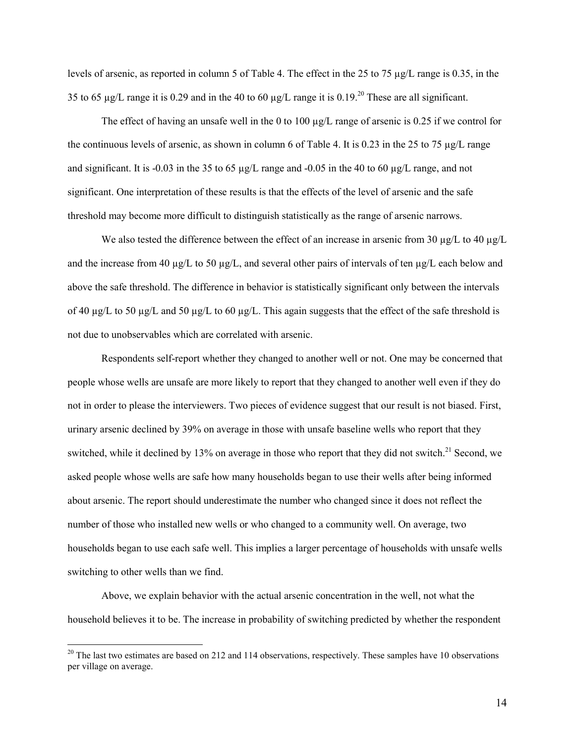levels of arsenic, as reported in column 5 of Table 4. The effect in the 25 to 75 μg/L range is 0.35, in the 35 to 65 μg/L range it is 0.29 and in the 40 to 60 μg/L range it is 0.19.[20] These are all significant.

The effect of having an unsafe well in the 0 to 100 μg/L range of arsenic is 0.25 if we control for the continuous levels of arsenic, as shown in column 6 of Table 4. It is 0.23 in the 25 to 75 μg/L range and significant. It is -0.03 in the 35 to 65 μg/L range and -0.05 in the 40 to 60 μg/L range, and not significant. One interpretation of these results is that the effects of the level of arsenic and the safe threshold may become more difficult to distinguish statistically as the range of arsenic narrows.

We also tested the difference between the effect of an increase in arsenic from 30 μg/L to 40 μg/L and the increase from 40 μg/L to 50 μg/L, and several other pairs of intervals of ten μg/L each below and above the safe threshold. The difference in behavior is statistically significant only between the intervals of 40 μg/L to 50 μg/L and 50 μg/L to 60 μg/L. This again suggests that the effect of the safe threshold is not due to unobservables which are correlated with arsenic.

Respondents self-report whether they changed to another well or not. One may be concerned that people whose wells are unsafe are more likely to report that they changed to another well even if they do not in order to please the interviewers. Two pieces of evidence suggest that our result is not biased. First, urinary arsenic declined by 39% on average in those with unsafe baseline wells who report that they switched, while it declined by 13% on average in those who report that they did not switch.[21] Second, we asked people whose wells are safe how many households began to use their wells after being informed about arsenic. The report should underestimate the number who changed since it does not reflect the number of those who installed new wells or who changed to a community well. On average, two households began to use each safe well. This implies a larger percentage of households with unsafe wells switching to other wells than we find.

Above, we explain behavior with the actual arsenic concentration in the well, not what the household believes it to be. The increase in probability of switching predicted by whether the respondent

[20] The last two estimates are based on 212 and 114 observations, respectively. These samples have 10 observations per village on average.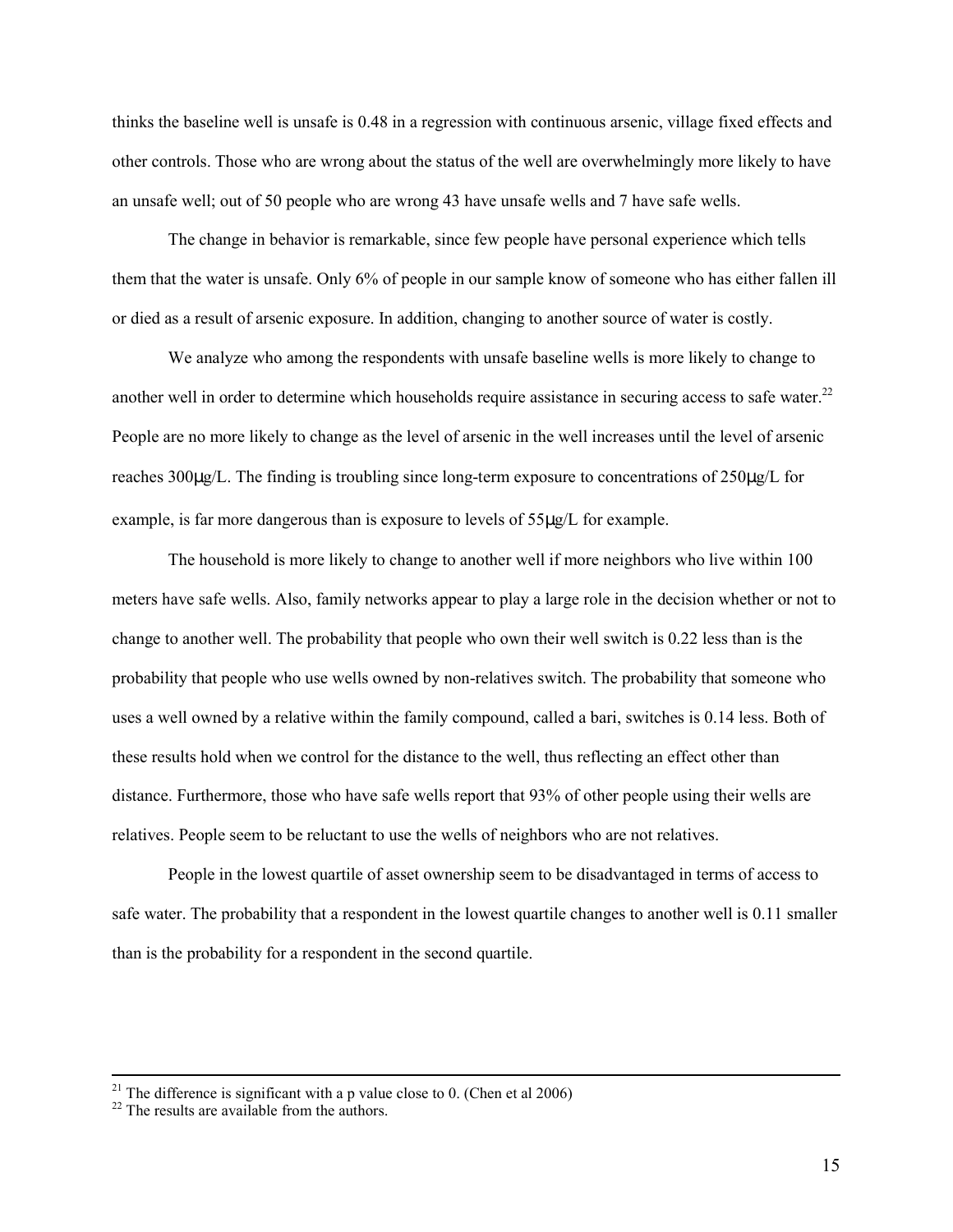thinks the baseline well is unsafe is 0.48 in a regression with continuous arsenic, village fixed effects and other controls. Those who are wrong about the status of the well are overwhelmingly more likely to have an unsafe well; out of 50 people who are wrong 43 have unsafe wells and 7 have safe wells.

The change in behavior is remarkable, since few people have personal experience which tells them that the water is unsafe. Only 6% of people in our sample know of someone who has either fallen ill or died as a result of arsenic exposure. In addition, changing to another source of water is costly.

We analyze who among the respondents with unsafe baseline wells is more likely to change to another well in order to determine which households require assistance in securing access to safe water.[22] People are no more likely to change as the level of arsenic in the well increases until the level of arsenic reaches 300μg/L. The finding is troubling since long-term exposure to concentrations of 250μg/L for example, is far more dangerous than is exposure to levels of 55μg/L for example.

The household is more likely to change to another well if more neighbors who live within 100 meters have safe wells. Also, family networks appear to play a large role in the decision whether or not to change to another well. The probability that people who own their well switch is 0.22 less than is the probability that people who use wells owned by non-relatives switch. The probability that someone who uses a well owned by a relative within the family compound, called a bari, switches is 0.14 less. Both of these results hold when we control for the distance to the well, thus reflecting an effect other than distance. Furthermore, those who have safe wells report that 93% of other people using their wells are relatives. People seem to be reluctant to use the wells of neighbors who are not relatives.

People in the lowest quartile of asset ownership seem to be disadvantaged in terms of access to safe water. The probability that a respondent in the lowest quartile changes to another well is 0.11 smaller than is the probability for a respondent in the second quartile.

[21] The difference is significant with a p value close to 0. (Chen et al 2006)

[22] The results are available from the authors.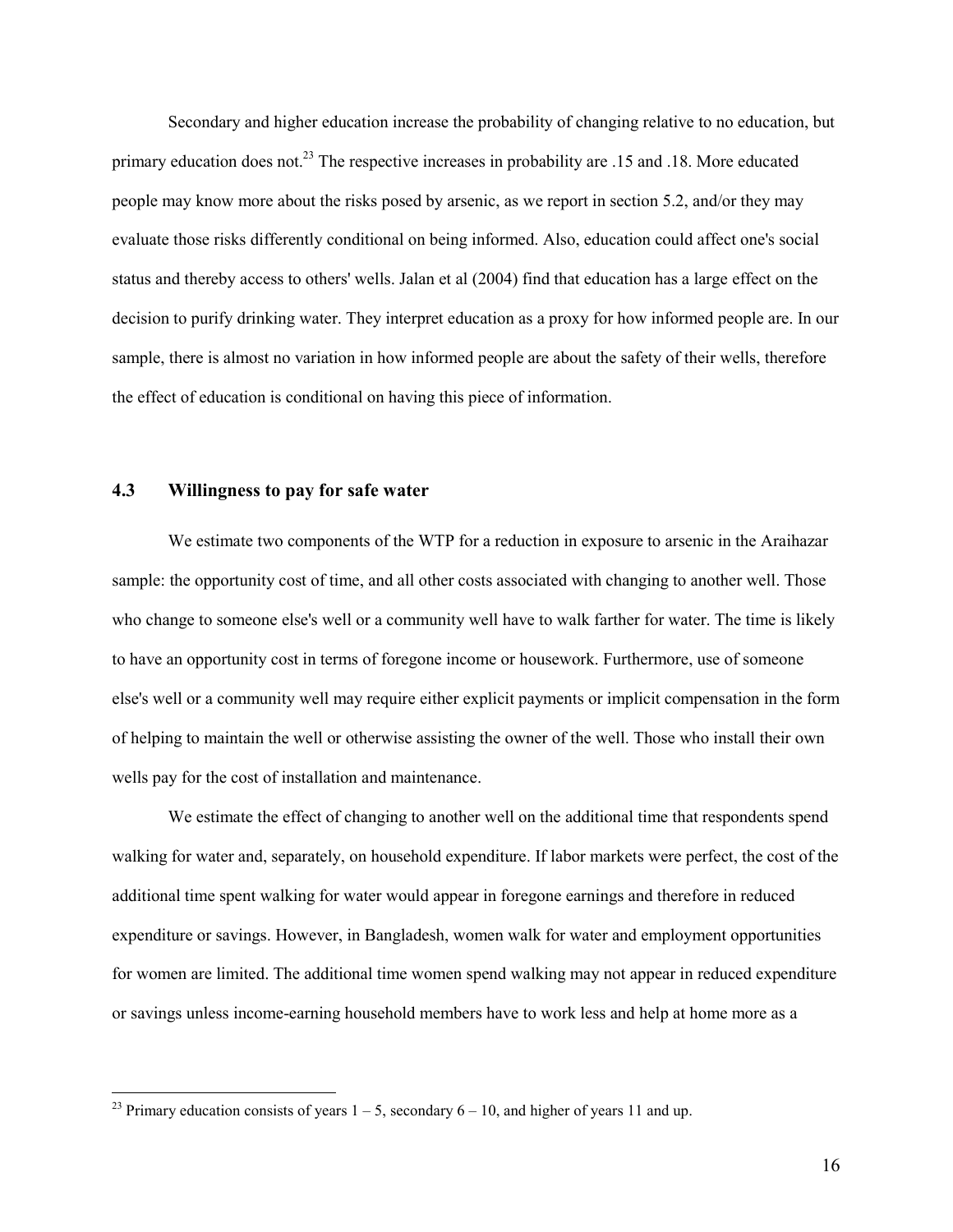Secondary and higher education increase the probability of changing relative to no education, but primary education does not.[23] The respective increases in probability are .15 and .18. More educated people may know more about the risks posed by arsenic, as we report in section 5.2, and/or they may evaluate those risks differently conditional on being informed. Also, education could affect one's social status and thereby access to others' wells. Jalan et al (2004) find that education has a large effect on the decision to purify drinking water. They interpret education as a proxy for how informed people are. In our sample, there is almost no variation in how informed people are about the safety of their wells, therefore the effect of education is conditional on having this piece of information.

### 4.3 Willingness to pay for safe water

We estimate two components of the WTP for a reduction in exposure to arsenic in the Araihazar sample: the opportunity cost of time, and all other costs associated with changing to another well. Those who change to someone else's well or a community well have to walk farther for water. The time is likely to have an opportunity cost in terms of foregone income or housework. Furthermore, use of someone else's well or a community well may require either explicit payments or implicit compensation in the form of helping to maintain the well or otherwise assisting the owner of the well. Those who install their own wells pay for the cost of installation and maintenance.

We estimate the effect of changing to another well on the additional time that respondents spend walking for water and, separately, on household expenditure. If labor markets were perfect, the cost of the additional time spent walking for water would appear in foregone earnings and therefore in reduced expenditure or savings. However, in Bangladesh, women walk for water and employment opportunities for women are limited. The additional time women spend walking may not appear in reduced expenditure or savings unless income-earning household members have to work less and help at home more as a

---

[23] Primary education consists of years 1 – 5, secondary 6 – 10, and higher of years 11 and up.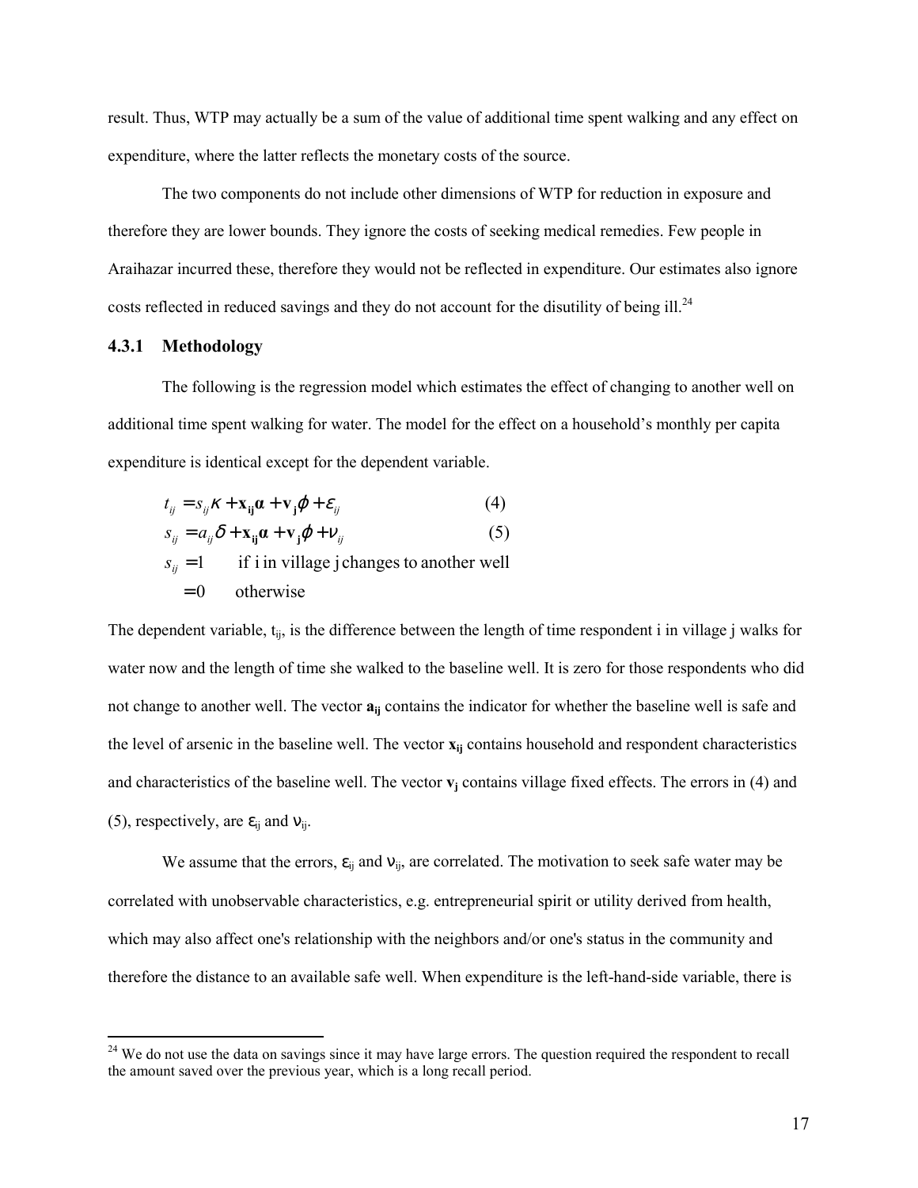result. Thus, WTP may actually be a sum of the value of additional time spent walking and any effect on expenditure, where the latter reflects the monetary costs of the source.

The two components do not include other dimensions of WTP for reduction in exposure and therefore they are lower bounds. They ignore the costs of seeking medical remedies. Few people in Araihazar incurred these, therefore they would not be reflected in expenditure. Our estimates also ignore costs reflected in reduced savings and they do not account for the disutility of being ill.[24]

### 4.3.1 Methodology

The following is the regression model which estimates the effect of changing to another well on additional time spent walking for water. The model for the effect on a household's monthly per capita expenditure is identical except for the dependent variable.

$$t_{ij} = s_{ij}\kappa + \mathbf{x_{ij}}\boldsymbol{\alpha} + \mathbf{v_j}\varphi + \varepsilon_{ij} \qquad (4)$$

$$s_{ij} = a_{ij}\delta + \mathbf{x_{ij}}\boldsymbol{\alpha} + \mathbf{v_j}\varphi + \nu_{ij} \qquad (5)$$

$$s_{ij} = 1 \quad \text{if i in village j changes to another well}$$
$$= 0 \quad \text{otherwise}$$

The dependent variable, $t_{ij}$, is the difference between the length of time respondent i in village j walks for water now and the length of time she walked to the baseline well. It is zero for those respondents who did not change to another well. The vector $\mathbf{a_{ij}}$ contains the indicator for whether the baseline well is safe and the level of arsenic in the baseline well. The vector $\mathbf{x_{ij}}$ contains household and respondent characteristics and characteristics of the baseline well. The vector $\mathbf{v_j}$ contains village fixed effects. The errors in (4) and (5), respectively, are $\varepsilon_{ij}$ and $\nu_{ij}$.

We assume that the errors, $\varepsilon_{ij}$ and $\nu_{ij}$, are correlated. The motivation to seek safe water may be correlated with unobservable characteristics, e.g. entrepreneurial spirit or utility derived from health, which may also affect one's relationship with the neighbors and/or one's status in the community and therefore the distance to an available safe well. When expenditure is the left-hand-side variable, there is

[24] We do not use the data on savings since it may have large errors. The question required the respondent to recall the amount saved over the previous year, which is a long recall period.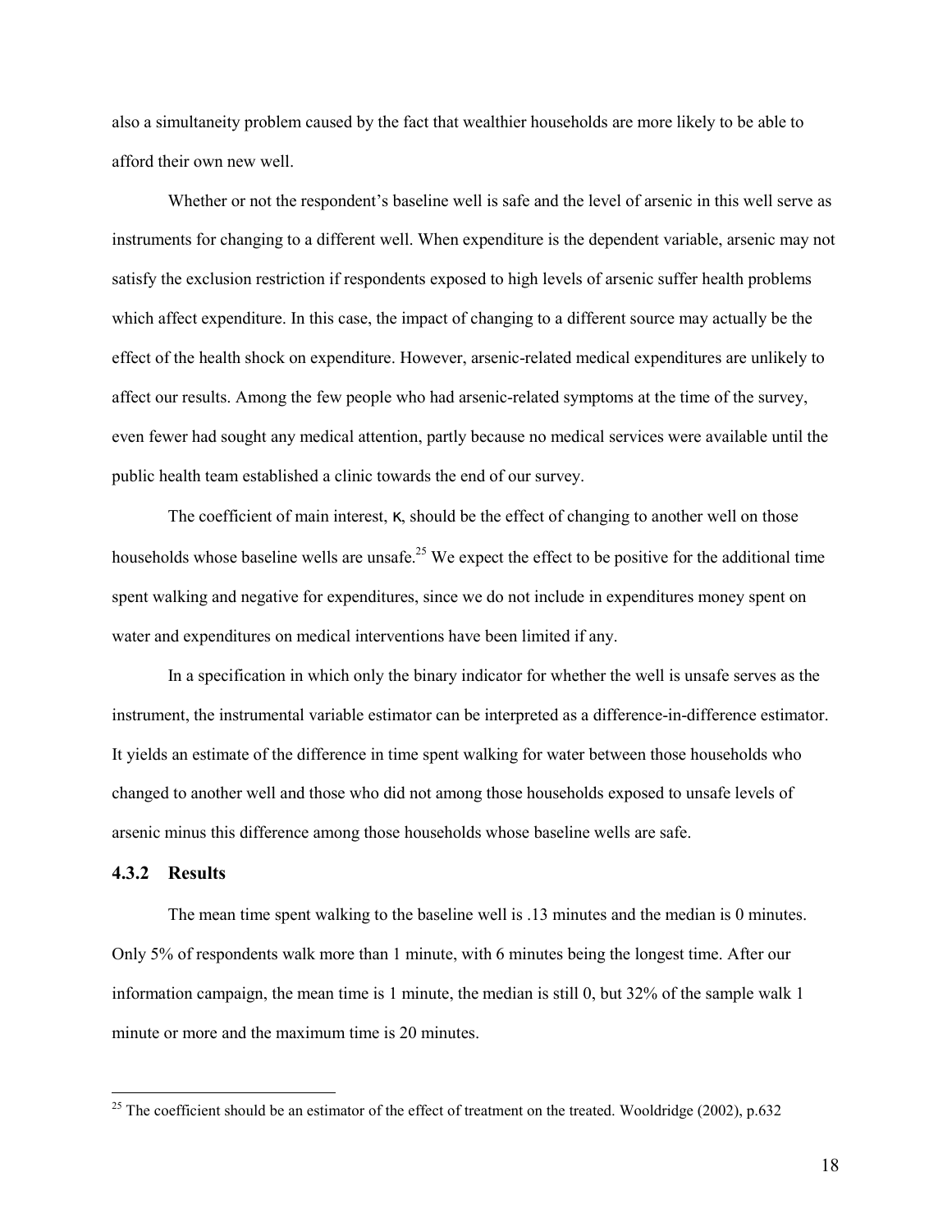also a simultaneity problem caused by the fact that wealthier households are more likely to be able to afford their own new well.

Whether or not the respondent's baseline well is safe and the level of arsenic in this well serve as instruments for changing to a different well. When expenditure is the dependent variable, arsenic may not satisfy the exclusion restriction if respondents exposed to high levels of arsenic suffer health problems which affect expenditure. In this case, the impact of changing to a different source may actually be the effect of the health shock on expenditure. However, arsenic-related medical expenditures are unlikely to affect our results. Among the few people who had arsenic-related symptoms at the time of the survey, even fewer had sought any medical attention, partly because no medical services were available until the public health team established a clinic towards the end of our survey.

The coefficient of main interest, $\kappa$, should be the effect of changing to another well on those households whose baseline wells are unsafe.[25] We expect the effect to be positive for the additional time spent walking and negative for expenditures, since we do not include in expenditures money spent on water and expenditures on medical interventions have been limited if any.

In a specification in which only the binary indicator for whether the well is unsafe serves as the instrument, the instrumental variable estimator can be interpreted as a difference-in-difference estimator. It yields an estimate of the difference in time spent walking for water between those households who changed to another well and those who did not among those households exposed to unsafe levels of arsenic minus this difference among those households whose baseline wells are safe.

### 4.3.2 Results

The mean time spent walking to the baseline well is .13 minutes and the median is 0 minutes. Only 5% of respondents walk more than 1 minute, with 6 minutes being the longest time. After our information campaign, the mean time is 1 minute, the median is still 0, but 32% of the sample walk 1 minute or more and the maximum time is 20 minutes.

[25] The coefficient should be an estimator of the effect of treatment on the treated. Wooldridge (2002), p.632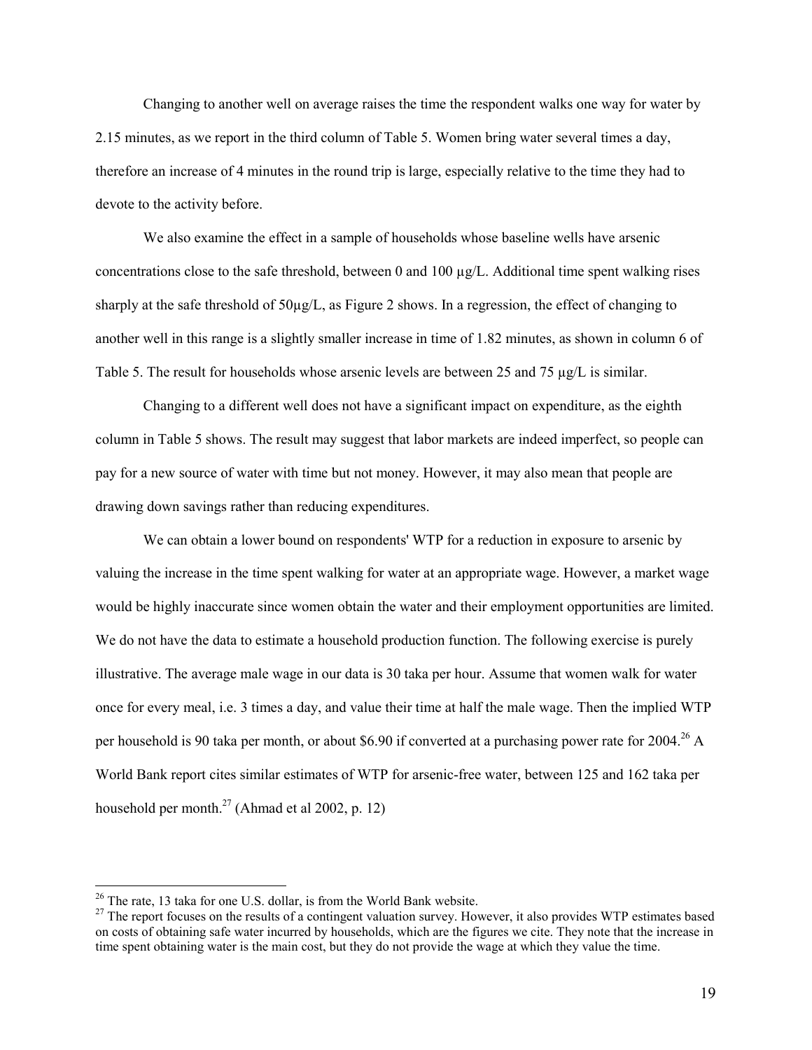Changing to another well on average raises the time the respondent walks one way for water by 2.15 minutes, as we report in the third column of Table 5. Women bring water several times a day, therefore an increase of 4 minutes in the round trip is large, especially relative to the time they had to devote to the activity before.

We also examine the effect in a sample of households whose baseline wells have arsenic concentrations close to the safe threshold, between 0 and 100 µg/L. Additional time spent walking rises sharply at the safe threshold of 50µg/L, as Figure 2 shows. In a regression, the effect of changing to another well in this range is a slightly smaller increase in time of 1.82 minutes, as shown in column 6 of Table 5. The result for households whose arsenic levels are between 25 and 75 µg/L is similar.

Changing to a different well does not have a significant impact on expenditure, as the eighth column in Table 5 shows. The result may suggest that labor markets are indeed imperfect, so people can pay for a new source of water with time but not money. However, it may also mean that people are drawing down savings rather than reducing expenditures.

We can obtain a lower bound on respondents' WTP for a reduction in exposure to arsenic by valuing the increase in the time spent walking for water at an appropriate wage. However, a market wage would be highly inaccurate since women obtain the water and their employment opportunities are limited. We do not have the data to estimate a household production function. The following exercise is purely illustrative. The average male wage in our data is 30 taka per hour. Assume that women walk for water once for every meal, i.e. 3 times a day, and value their time at half the male wage. Then the implied WTP per household is 90 taka per month, or about $6.90 if converted at a purchasing power rate for 2004.[26] A World Bank report cites similar estimates of WTP for arsenic-free water, between 125 and 162 taka per household per month.[27] (Ahmad et al 2002, p. 12)

---

[26] The rate, 13 taka for one U.S. dollar, is from the World Bank website.

[27] The report focuses on the results of a contingent valuation survey. However, it also provides WTP estimates based on costs of obtaining safe water incurred by households, which are the figures we cite. They note that the increase in time spent obtaining water is the main cost, but they do not provide the wage at which they value the time.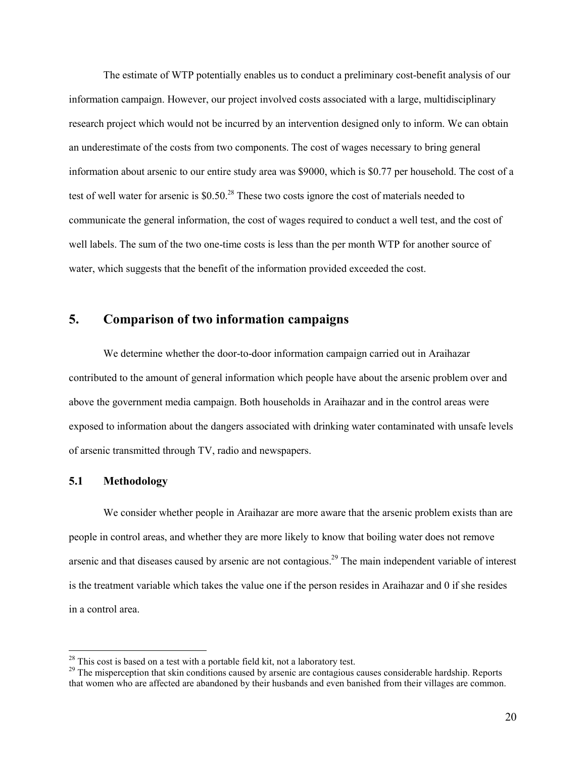The estimate of WTP potentially enables us to conduct a preliminary cost-benefit analysis of our information campaign. However, our project involved costs associated with a large, multidisciplinary research project which would not be incurred by an intervention designed only to inform. We can obtain an underestimate of the costs from two components. The cost of wages necessary to bring general information about arsenic to our entire study area was $9000, which is $0.77 per household. The cost of a test of well water for arsenic is $0.50.[28] These two costs ignore the cost of materials needed to communicate the general information, the cost of wages required to conduct a well test, and the cost of well labels. The sum of the two one-time costs is less than the per month WTP for another source of water, which suggests that the benefit of the information provided exceeded the cost.

## 5. Comparison of two information campaigns

We determine whether the door-to-door information campaign carried out in Araihazar contributed to the amount of general information which people have about the arsenic problem over and above the government media campaign. Both households in Araihazar and in the control areas were exposed to information about the dangers associated with drinking water contaminated with unsafe levels of arsenic transmitted through TV, radio and newspapers.

### 5.1 Methodology

We consider whether people in Araihazar are more aware that the arsenic problem exists than are people in control areas, and whether they are more likely to know that boiling water does not remove arsenic and that diseases caused by arsenic are not contagious.[29] The main independent variable of interest is the treatment variable which takes the value one if the person resides in Araihazar and 0 if she resides in a control area.

[28] This cost is based on a test with a portable field kit, not a laboratory test.

[29] The misperception that skin conditions caused by arsenic are contagious causes considerable hardship. Reports that women who are affected are abandoned by their husbands and even banished from their villages are common.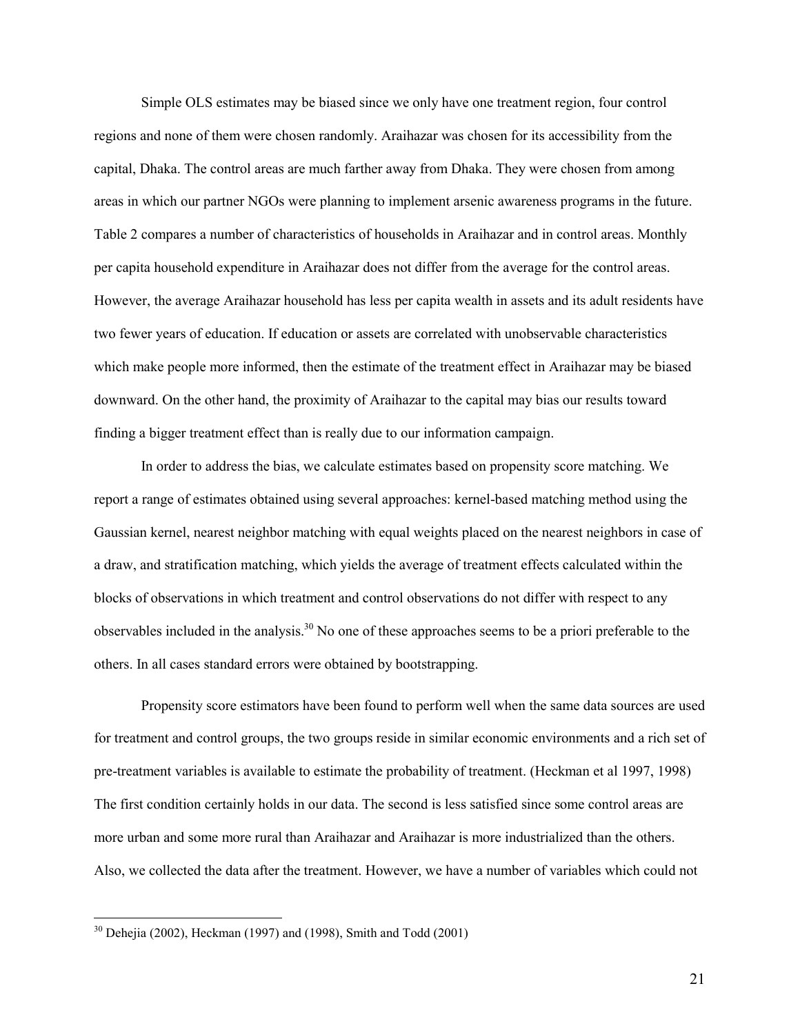Simple OLS estimates may be biased since we only have one treatment region, four control regions and none of them were chosen randomly. Araihazar was chosen for its accessibility from the capital, Dhaka. The control areas are much farther away from Dhaka. They were chosen from among areas in which our partner NGOs were planning to implement arsenic awareness programs in the future. Table 2 compares a number of characteristics of households in Araihazar and in control areas. Monthly per capita household expenditure in Araihazar does not differ from the average for the control areas. However, the average Araihazar household has less per capita wealth in assets and its adult residents have two fewer years of education. If education or assets are correlated with unobservable characteristics which make people more informed, then the estimate of the treatment effect in Araihazar may be biased downward. On the other hand, the proximity of Araihazar to the capital may bias our results toward finding a bigger treatment effect than is really due to our information campaign.

In order to address the bias, we calculate estimates based on propensity score matching. We report a range of estimates obtained using several approaches: kernel-based matching method using the Gaussian kernel, nearest neighbor matching with equal weights placed on the nearest neighbors in case of a draw, and stratification matching, which yields the average of treatment effects calculated within the blocks of observations in which treatment and control observations do not differ with respect to any observables included in the analysis.[30] No one of these approaches seems to be a priori preferable to the others. In all cases standard errors were obtained by bootstrapping.

Propensity score estimators have been found to perform well when the same data sources are used for treatment and control groups, the two groups reside in similar economic environments and a rich set of pre-treatment variables is available to estimate the probability of treatment. (Heckman et al 1997, 1998) The first condition certainly holds in our data. The second is less satisfied since some control areas are more urban and some more rural than Araihazar and Araihazar is more industrialized than the others. Also, we collected the data after the treatment. However, we have a number of variables which could not

[30] Dehejia (2002), Heckman (1997) and (1998), Smith and Todd (2001)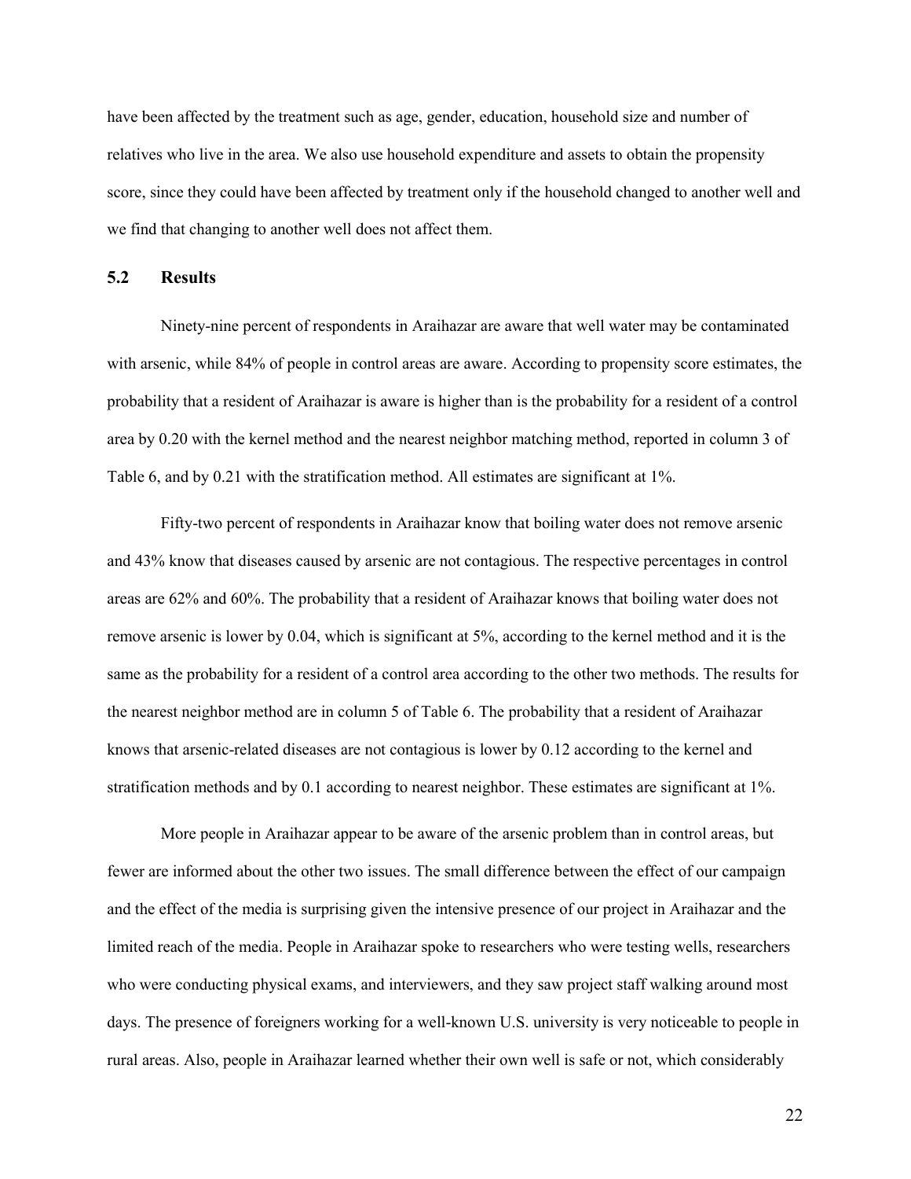have been affected by the treatment such as age, gender, education, household size and number of relatives who live in the area. We also use household expenditure and assets to obtain the propensity score, since they could have been affected by treatment only if the household changed to another well and we find that changing to another well does not affect them.

## 5.2 Results

Ninety-nine percent of respondents in Araihazar are aware that well water may be contaminated with arsenic, while 84% of people in control areas are aware. According to propensity score estimates, the probability that a resident of Araihazar is aware is higher than is the probability for a resident of a control area by 0.20 with the kernel method and the nearest neighbor matching method, reported in column 3 of Table 6, and by 0.21 with the stratification method. All estimates are significant at 1%.

Fifty-two percent of respondents in Araihazar know that boiling water does not remove arsenic and 43% know that diseases caused by arsenic are not contagious. The respective percentages in control areas are 62% and 60%. The probability that a resident of Araihazar knows that boiling water does not remove arsenic is lower by 0.04, which is significant at 5%, according to the kernel method and it is the same as the probability for a resident of a control area according to the other two methods. The results for the nearest neighbor method are in column 5 of Table 6. The probability that a resident of Araihazar knows that arsenic-related diseases are not contagious is lower by 0.12 according to the kernel and stratification methods and by 0.1 according to nearest neighbor. These estimates are significant at 1%.

More people in Araihazar appear to be aware of the arsenic problem than in control areas, but fewer are informed about the other two issues. The small difference between the effect of our campaign and the effect of the media is surprising given the intensive presence of our project in Araihazar and the limited reach of the media. People in Araihazar spoke to researchers who were testing wells, researchers who were conducting physical exams, and interviewers, and they saw project staff walking around most days. The presence of foreigners working for a well-known U.S. university is very noticeable to people in rural areas. Also, people in Araihazar learned whether their own well is safe or not, which considerably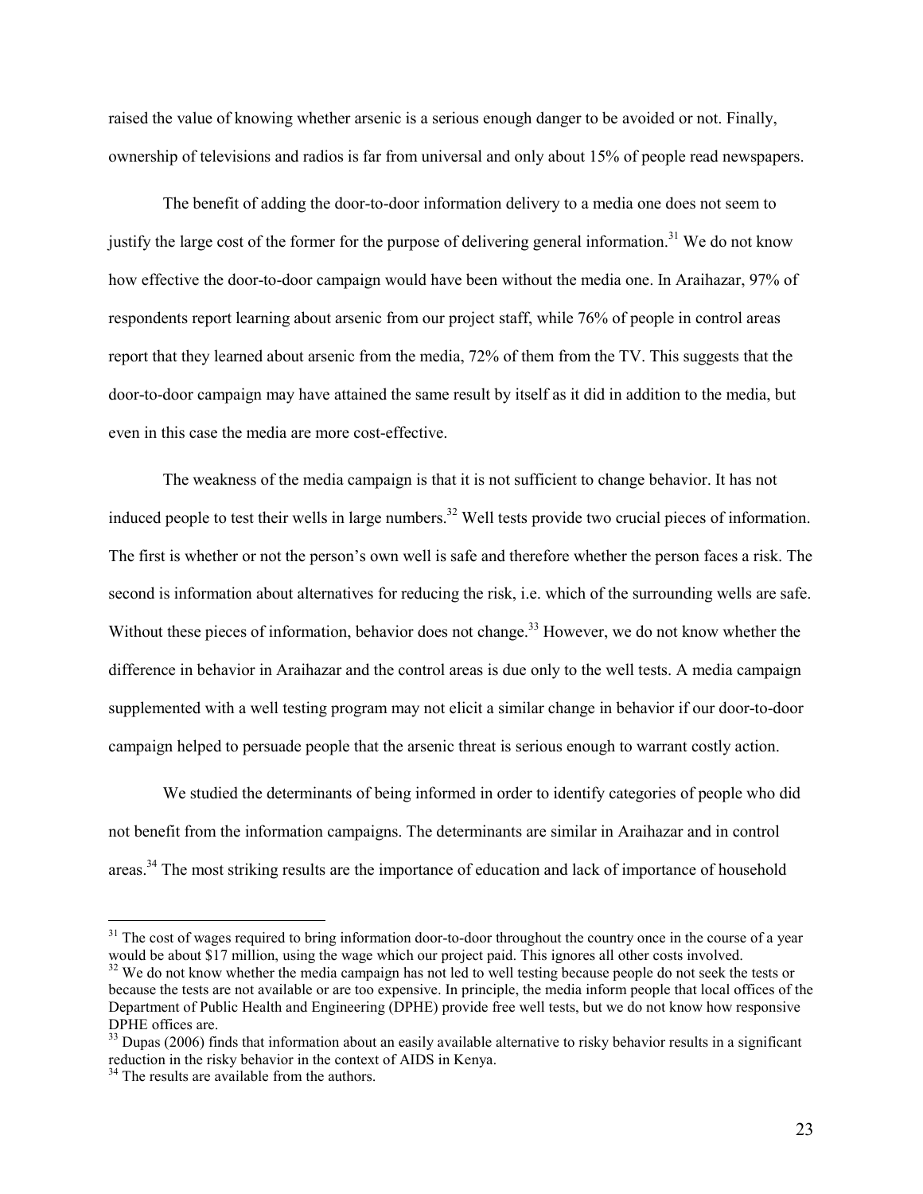raised the value of knowing whether arsenic is a serious enough danger to be avoided or not. Finally, ownership of televisions and radios is far from universal and only about 15% of people read newspapers.

The benefit of adding the door-to-door information delivery to a media one does not seem to justify the large cost of the former for the purpose of delivering general information.[31] We do not know how effective the door-to-door campaign would have been without the media one. In Araihazar, 97% of respondents report learning about arsenic from our project staff, while 76% of people in control areas report that they learned about arsenic from the media, 72% of them from the TV. This suggests that the door-to-door campaign may have attained the same result by itself as it did in addition to the media, but even in this case the media are more cost-effective.

The weakness of the media campaign is that it is not sufficient to change behavior. It has not induced people to test their wells in large numbers.[32] Well tests provide two crucial pieces of information. The first is whether or not the person's own well is safe and therefore whether the person faces a risk. The second is information about alternatives for reducing the risk, i.e. which of the surrounding wells are safe. Without these pieces of information, behavior does not change.[33] However, we do not know whether the difference in behavior in Araihazar and the control areas is due only to the well tests. A media campaign supplemented with a well testing program may not elicit a similar change in behavior if our door-to-door campaign helped to persuade people that the arsenic threat is serious enough to warrant costly action.

We studied the determinants of being informed in order to identify categories of people who did not benefit from the information campaigns. The determinants are similar in Araihazar and in control areas.[34] The most striking results are the importance of education and lack of importance of household

---

[31] The cost of wages required to bring information door-to-door throughout the country once in the course of a year would be about $17 million, using the wage which our project paid. This ignores all other costs involved.

[32] We do not know whether the media campaign has not led to well testing because people do not seek the tests or because the tests are not available or are too expensive. In principle, the media inform people that local offices of the Department of Public Health and Engineering (DPHE) provide free well tests, but we do not know how responsive DPHE offices are.

[33] Dupas (2006) finds that information about an easily available alternative to risky behavior results in a significant reduction in the risky behavior in the context of AIDS in Kenya.

[34] The results are available from the authors.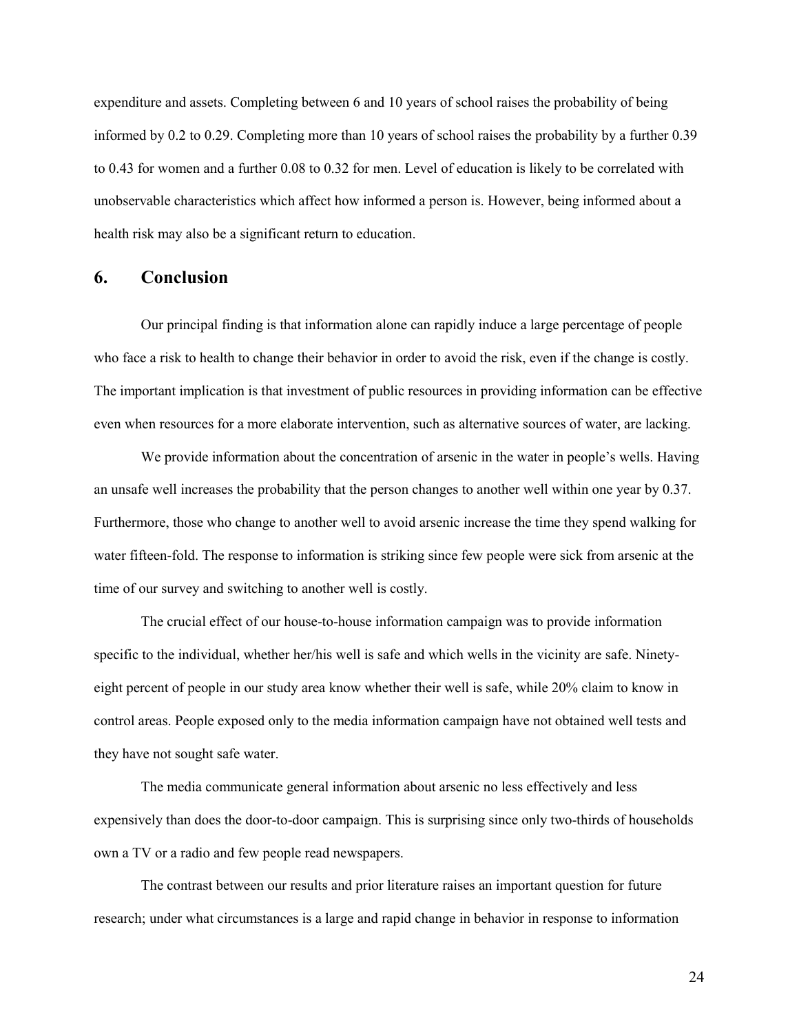expenditure and assets. Completing between 6 and 10 years of school raises the probability of being informed by 0.2 to 0.29. Completing more than 10 years of school raises the probability by a further 0.39 to 0.43 for women and a further 0.08 to 0.32 for men. Level of education is likely to be correlated with unobservable characteristics which affect how informed a person is. However, being informed about a health risk may also be a significant return to education.

## 6. Conclusion

Our principal finding is that information alone can rapidly induce a large percentage of people who face a risk to health to change their behavior in order to avoid the risk, even if the change is costly. The important implication is that investment of public resources in providing information can be effective even when resources for a more elaborate intervention, such as alternative sources of water, are lacking.

We provide information about the concentration of arsenic in the water in people's wells. Having an unsafe well increases the probability that the person changes to another well within one year by 0.37. Furthermore, those who change to another well to avoid arsenic increase the time they spend walking for water fifteen-fold. The response to information is striking since few people were sick from arsenic at the time of our survey and switching to another well is costly.

The crucial effect of our house-to-house information campaign was to provide information specific to the individual, whether her/his well is safe and which wells in the vicinity are safe. Ninety-eight percent of people in our study area know whether their well is safe, while 20% claim to know in control areas. People exposed only to the media information campaign have not obtained well tests and they have not sought safe water.

The media communicate general information about arsenic no less effectively and less expensively than does the door-to-door campaign. This is surprising since only two-thirds of households own a TV or a radio and few people read newspapers.

The contrast between our results and prior literature raises an important question for future research; under what circumstances is a large and rapid change in behavior in response to information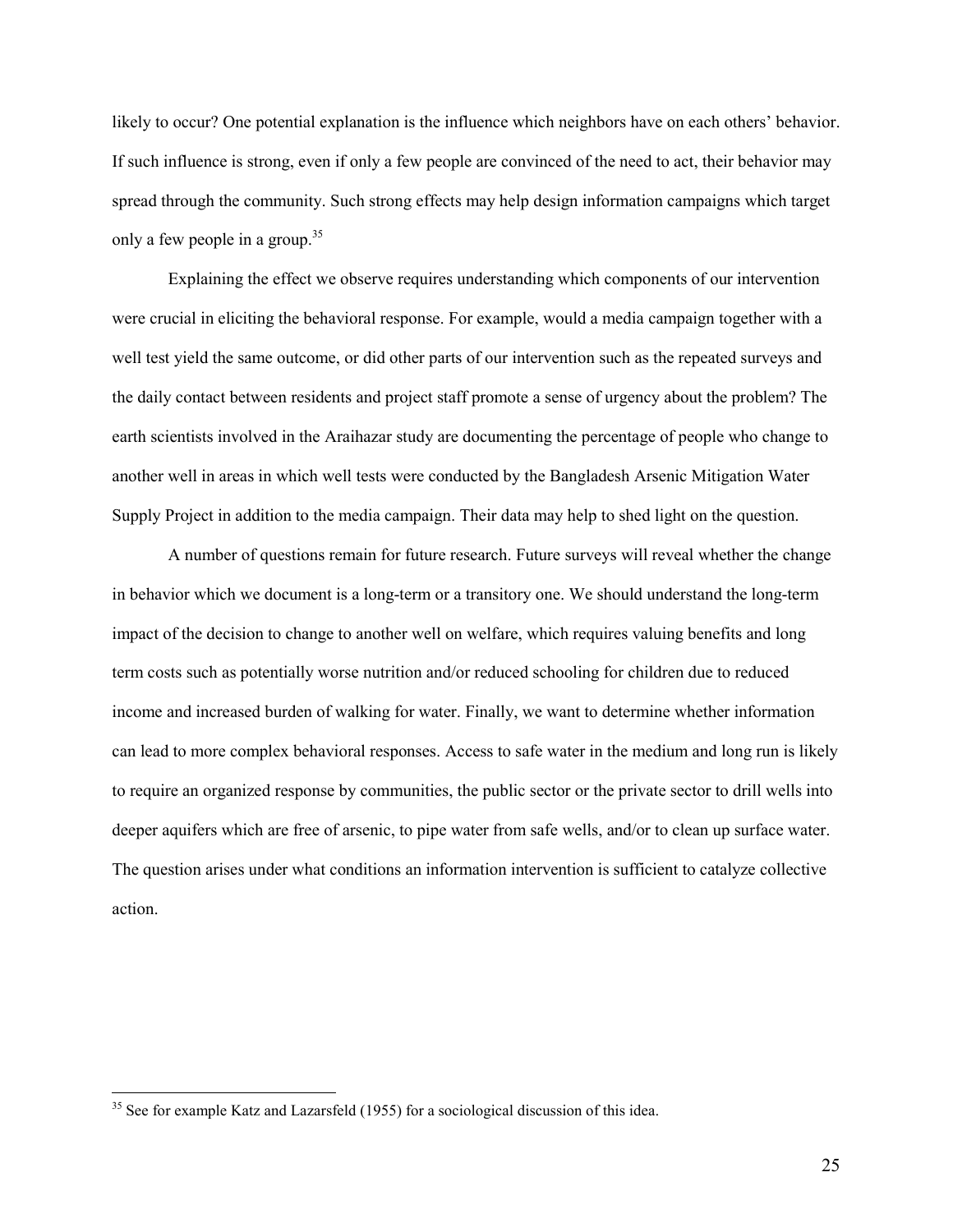likely to occur? One potential explanation is the influence which neighbors have on each others' behavior. If such influence is strong, even if only a few people are convinced of the need to act, their behavior may spread through the community. Such strong effects may help design information campaigns which target only a few people in a group.[35]

Explaining the effect we observe requires understanding which components of our intervention were crucial in eliciting the behavioral response. For example, would a media campaign together with a well test yield the same outcome, or did other parts of our intervention such as the repeated surveys and the daily contact between residents and project staff promote a sense of urgency about the problem? The earth scientists involved in the Araihazar study are documenting the percentage of people who change to another well in areas in which well tests were conducted by the Bangladesh Arsenic Mitigation Water Supply Project in addition to the media campaign. Their data may help to shed light on the question.

A number of questions remain for future research. Future surveys will reveal whether the change in behavior which we document is a long-term or a transitory one. We should understand the long-term impact of the decision to change to another well on welfare, which requires valuing benefits and long term costs such as potentially worse nutrition and/or reduced schooling for children due to reduced income and increased burden of walking for water. Finally, we want to determine whether information can lead to more complex behavioral responses. Access to safe water in the medium and long run is likely to require an organized response by communities, the public sector or the private sector to drill wells into deeper aquifers which are free of arsenic, to pipe water from safe wells, and/or to clean up surface water. The question arises under what conditions an information intervention is sufficient to catalyze collective action.

[35] See for example Katz and Lazarsfeld (1955) for a sociological discussion of this idea.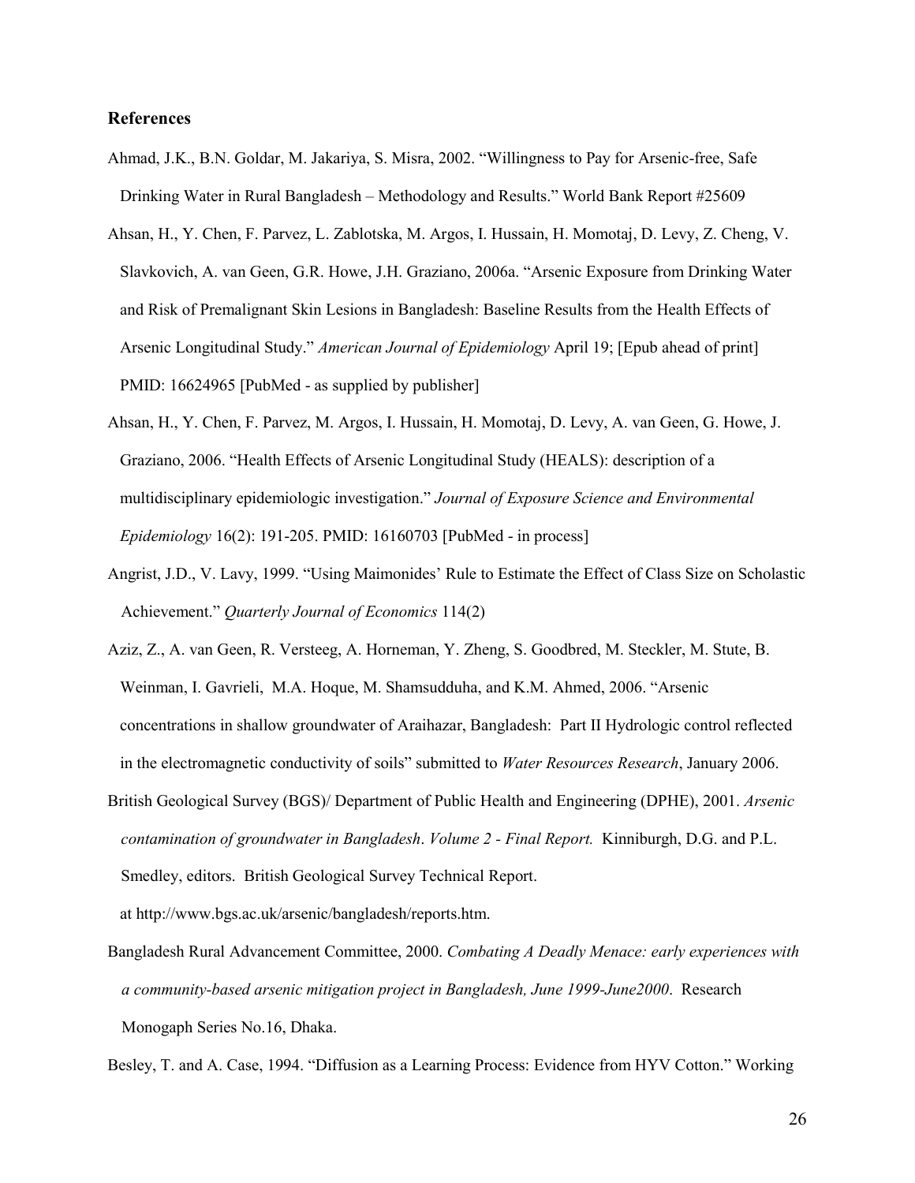## References

Ahmad, J.K., B.N. Goldar, M. Jakariya, S. Misra, 2002. "Willingness to Pay for Arsenic-free, Safe Drinking Water in Rural Bangladesh – Methodology and Results." World Bank Report #25609

Ahsan, H., Y. Chen, F. Parvez, L. Zablotska, M. Argos, I. Hussain, H. Momotaj, D. Levy, Z. Cheng, V. Slavkovich, A. van Geen, G.R. Howe, J.H. Graziano, 2006a. "Arsenic Exposure from Drinking Water and Risk of Premalignant Skin Lesions in Bangladesh: Baseline Results from the Health Effects of Arsenic Longitudinal Study." *American Journal of Epidemiology* April 19; [Epub ahead of print] PMID: 16624965 [PubMed - as supplied by publisher]

Ahsan, H., Y. Chen, F. Parvez, M. Argos, I. Hussain, H. Momotaj, D. Levy, A. van Geen, G. Howe, J. Graziano, 2006. "Health Effects of Arsenic Longitudinal Study (HEALS): description of a multidisciplinary epidemiologic investigation." *Journal of Exposure Science and Environmental Epidemiology* 16(2): 191-205. PMID: 16160703 [PubMed - in process]

Angrist, J.D., V. Lavy, 1999. "Using Maimonides' Rule to Estimate the Effect of Class Size on Scholastic Achievement." *Quarterly Journal of Economics* 114(2)

Aziz, Z., A. van Geen, R. Versteeg, A. Horneman, Y. Zheng, S. Goodbred, M. Steckler, M. Stute, B. Weinman, I. Gavrieli, M.A. Hoque, M. Shamsudduha, and K.M. Ahmed, 2006. "Arsenic concentrations in shallow groundwater of Araihazar, Bangladesh: Part II Hydrologic control reflected in the electromagnetic conductivity of soils" submitted to *Water Resources Research*, January 2006.

British Geological Survey (BGS)/ Department of Public Health and Engineering (DPHE), 2001. *Arsenic contamination of groundwater in Bangladesh*. *Volume 2 - Final Report.* Kinniburgh, D.G. and P.L. Smedley, editors. British Geological Survey Technical Report. at http://www.bgs.ac.uk/arsenic/bangladesh/reports.htm.

Bangladesh Rural Advancement Committee, 2000. *Combating A Deadly Menace: early experiences with a community-based arsenic mitigation project in Bangladesh, June 1999-June2000*. Research Monogaph Series No.16, Dhaka.

Besley, T. and A. Case, 1994. "Diffusion as a Learning Process: Evidence from HYV Cotton." Working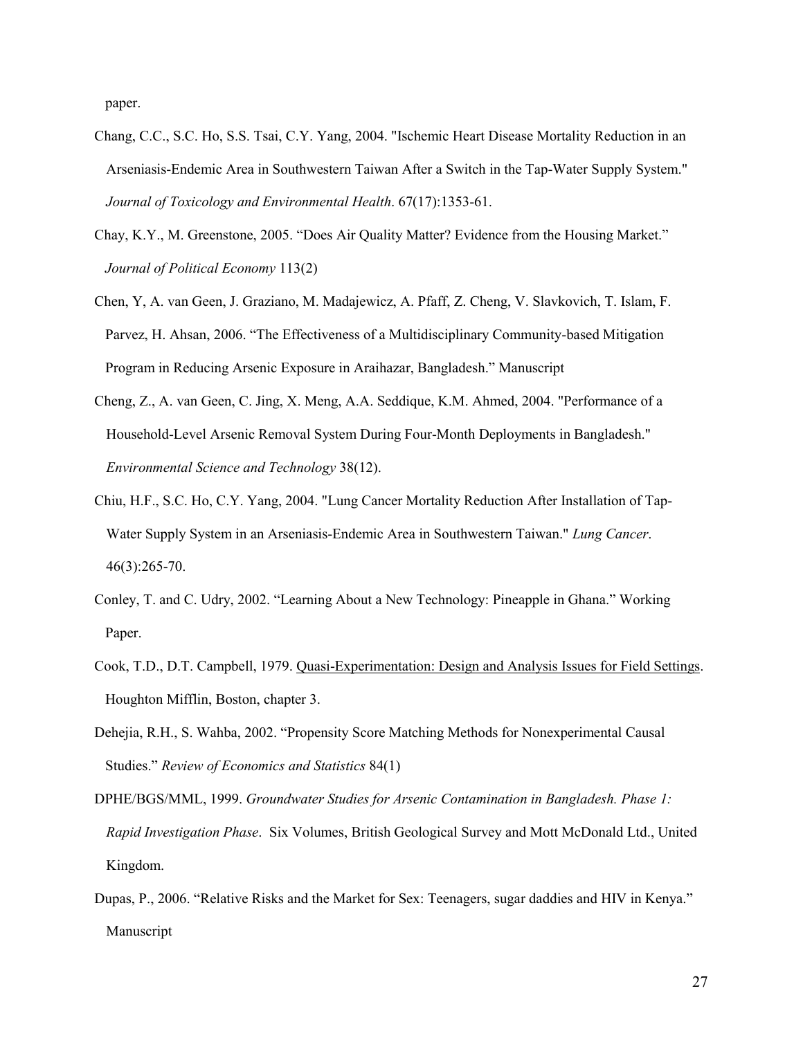paper.

Chang, C.C., S.C. Ho, S.S. Tsai, C.Y. Yang, 2004. "Ischemic Heart Disease Mortality Reduction in an Arseniasis-Endemic Area in Southwestern Taiwan After a Switch in the Tap-Water Supply System." *Journal of Toxicology and Environmental Health*. 67(17):1353-61.

Chay, K.Y., M. Greenstone, 2005. "Does Air Quality Matter? Evidence from the Housing Market." *Journal of Political Economy* 113(2)

Chen, Y, A. van Geen, J. Graziano, M. Madajewicz, A. Pfaff, Z. Cheng, V. Slavkovich, T. Islam, F. Parvez, H. Ahsan, 2006. "The Effectiveness of a Multidisciplinary Community-based Mitigation Program in Reducing Arsenic Exposure in Araihazar, Bangladesh." Manuscript

Cheng, Z., A. van Geen, C. Jing, X. Meng, A.A. Seddique, K.M. Ahmed, 2004. "Performance of a Household-Level Arsenic Removal System During Four-Month Deployments in Bangladesh." *Environmental Science and Technology* 38(12).

Chiu, H.F., S.C. Ho, C.Y. Yang, 2004. "Lung Cancer Mortality Reduction After Installation of Tap-Water Supply System in an Arseniasis-Endemic Area in Southwestern Taiwan." *Lung Cancer*. 46(3):265-70.

Conley, T. and C. Udry, 2002. "Learning About a New Technology: Pineapple in Ghana." Working Paper.

Cook, T.D., D.T. Campbell, 1979. Quasi-Experimentation: Design and Analysis Issues for Field Settings. Houghton Mifflin, Boston, chapter 3.

Dehejia, R.H., S. Wahba, 2002. "Propensity Score Matching Methods for Nonexperimental Causal Studies." *Review of Economics and Statistics* 84(1)

DPHE/BGS/MML, 1999. *Groundwater Studies for Arsenic Contamination in Bangladesh. Phase 1: Rapid Investigation Phase*. Six Volumes, British Geological Survey and Mott McDonald Ltd., United Kingdom.

Dupas, P., 2006. "Relative Risks and the Market for Sex: Teenagers, sugar daddies and HIV in Kenya." Manuscript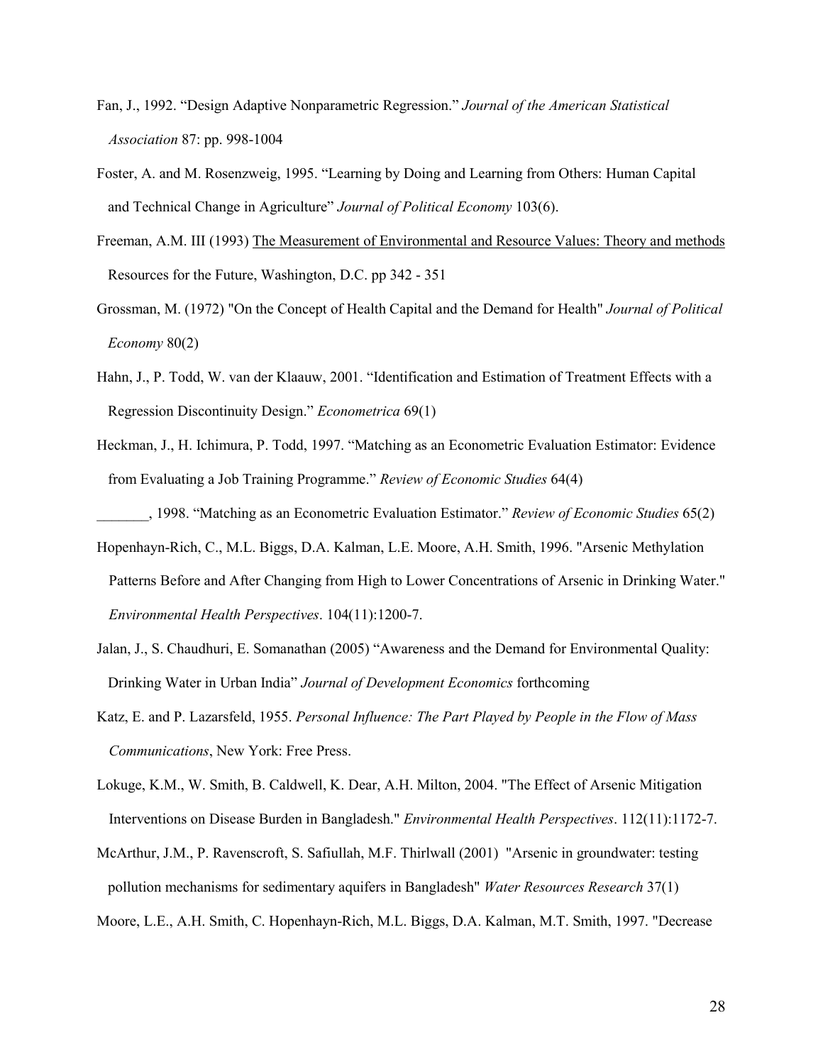Fan, J., 1992. "Design Adaptive Nonparametric Regression." *Journal of the American Statistical Association* 87: pp. 998-1004

Foster, A. and M. Rosenzweig, 1995. "Learning by Doing and Learning from Others: Human Capital and Technical Change in Agriculture" *Journal of Political Economy* 103(6).

Freeman, A.M. III (1993) The Measurement of Environmental and Resource Values: Theory and methods Resources for the Future, Washington, D.C. pp 342 - 351

Grossman, M. (1972) "On the Concept of Health Capital and the Demand for Health" *Journal of Political Economy* 80(2)

Hahn, J., P. Todd, W. van der Klaauw, 2001. "Identification and Estimation of Treatment Effects with a Regression Discontinuity Design." *Econometrica* 69(1)

Heckman, J., H. Ichimura, P. Todd, 1997. "Matching as an Econometric Evaluation Estimator: Evidence from Evaluating a Job Training Programme." *Review of Economic Studies* 64(4)

_______, 1998. "Matching as an Econometric Evaluation Estimator." *Review of Economic Studies* 65(2)

Hopenhayn-Rich, C., M.L. Biggs, D.A. Kalman, L.E. Moore, A.H. Smith, 1996. "Arsenic Methylation Patterns Before and After Changing from High to Lower Concentrations of Arsenic in Drinking Water." *Environmental Health Perspectives*. 104(11):1200-7.

Jalan, J., S. Chaudhuri, E. Somanathan (2005) "Awareness and the Demand for Environmental Quality: Drinking Water in Urban India" *Journal of Development Economics* forthcoming

Katz, E. and P. Lazarsfeld, 1955. *Personal Influence: The Part Played by People in the Flow of Mass Communications*, New York: Free Press.

Lokuge, K.M., W. Smith, B. Caldwell, K. Dear, A.H. Milton, 2004. "The Effect of Arsenic Mitigation Interventions on Disease Burden in Bangladesh." *Environmental Health Perspectives*. 112(11):1172-7.

McArthur, J.M., P. Ravenscroft, S. Safiullah, M.F. Thirlwall (2001) "Arsenic in groundwater: testing pollution mechanisms for sedimentary aquifers in Bangladesh" *Water Resources Research* 37(1)

Moore, L.E., A.H. Smith, C. Hopenhayn-Rich, M.L. Biggs, D.A. Kalman, M.T. Smith, 1997. "Decrease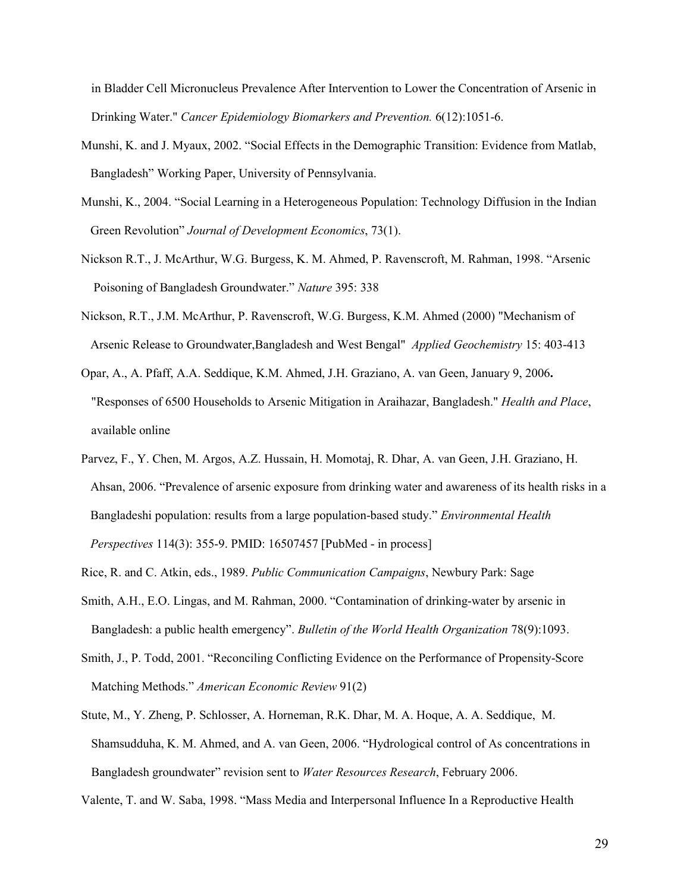in Bladder Cell Micronucleus Prevalence After Intervention to Lower the Concentration of Arsenic in Drinking Water." *Cancer Epidemiology Biomarkers and Prevention.* 6(12):1051-6.

Munshi, K. and J. Myaux, 2002. "Social Effects in the Demographic Transition: Evidence from Matlab, Bangladesh" Working Paper, University of Pennsylvania.

Munshi, K., 2004. "Social Learning in a Heterogeneous Population: Technology Diffusion in the Indian Green Revolution" *Journal of Development Economics*, 73(1).

Nickson R.T., J. McArthur, W.G. Burgess, K. M. Ahmed, P. Ravenscroft, M. Rahman, 1998. "Arsenic Poisoning of Bangladesh Groundwater." *Nature* 395: 338

Nickson, R.T., J.M. McArthur, P. Ravenscroft, W.G. Burgess, K.M. Ahmed (2000) "Mechanism of Arsenic Release to Groundwater,Bangladesh and West Bengal" *Applied Geochemistry* 15: 403-413

Opar, A., A. Pfaff, A.A. Seddique, K.M. Ahmed, J.H. Graziano, A. van Geen, January 9, 2006**.** "Responses of 6500 Households to Arsenic Mitigation in Araihazar, Bangladesh." *Health and Place*, available online

Parvez, F., Y. Chen, M. Argos, A.Z. Hussain, H. Momotaj, R. Dhar, A. van Geen, J.H. Graziano, H. Ahsan, 2006. "Prevalence of arsenic exposure from drinking water and awareness of its health risks in a Bangladeshi population: results from a large population-based study." *Environmental Health Perspectives* 114(3): 355-9. PMID: 16507457 [PubMed - in process]

Rice, R. and C. Atkin, eds., 1989. *Public Communication Campaigns*, Newbury Park: Sage

Smith, A.H., E.O. Lingas, and M. Rahman, 2000. "Contamination of drinking-water by arsenic in Bangladesh: a public health emergency". *Bulletin of the World Health Organization* 78(9):1093.

Smith, J., P. Todd, 2001. "Reconciling Conflicting Evidence on the Performance of Propensity-Score Matching Methods." *American Economic Review* 91(2)

Stute, M., Y. Zheng, P. Schlosser, A. Horneman, R.K. Dhar, M. A. Hoque, A. A. Seddique, M. Shamsudduha, K. M. Ahmed, and A. van Geen, 2006. "Hydrological control of As concentrations in Bangladesh groundwater" revision sent to *Water Resources Research*, February 2006.

Valente, T. and W. Saba, 1998. "Mass Media and Interpersonal Influence In a Reproductive Health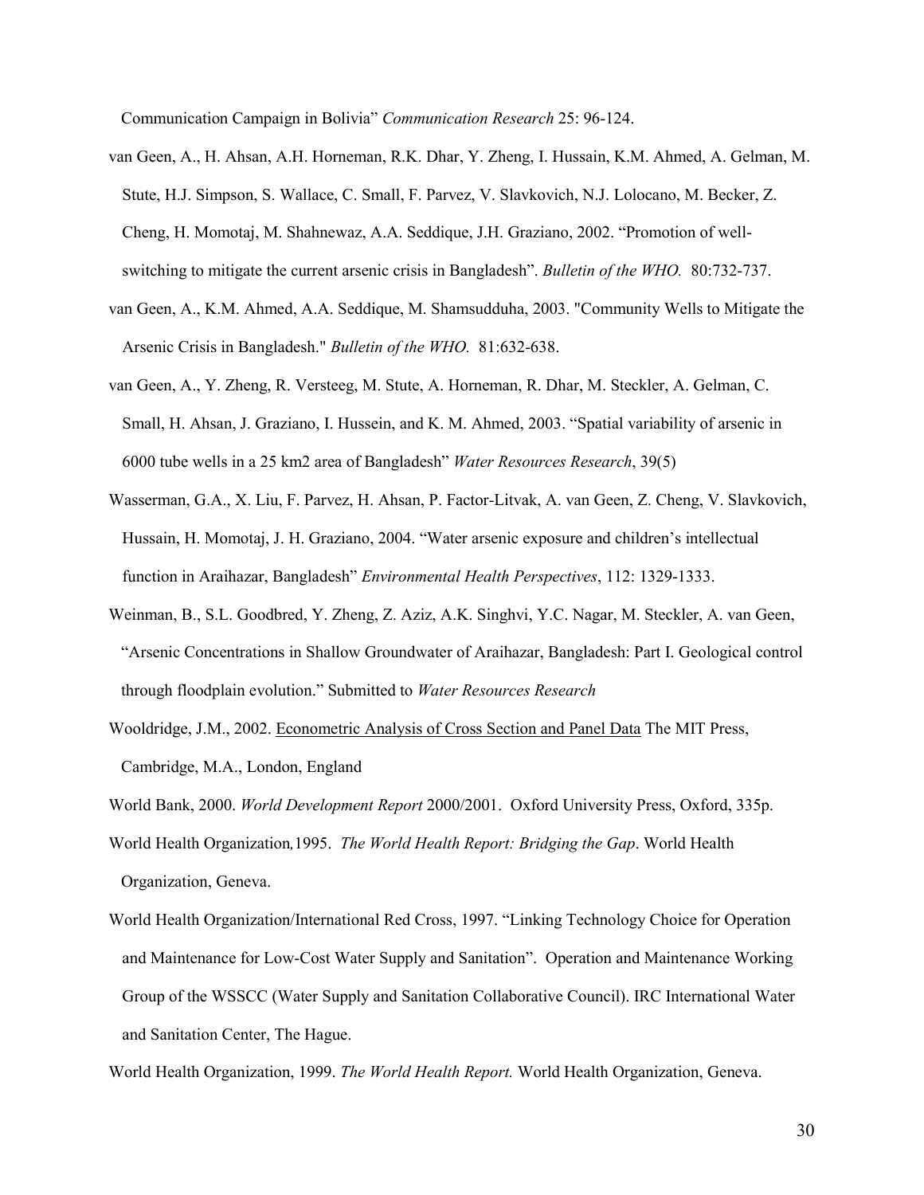Communication Campaign in Bolivia" *Communication Research* 25: 96-124.

van Geen, A., H. Ahsan, A.H. Horneman, R.K. Dhar, Y. Zheng, I. Hussain, K.M. Ahmed, A. Gelman, M. Stute, H.J. Simpson, S. Wallace, C. Small, F. Parvez, V. Slavkovich, N.J. Lolocano, M. Becker, Z. Cheng, H. Momotaj, M. Shahnewaz, A.A. Seddique, J.H. Graziano, 2002. "Promotion of well-switching to mitigate the current arsenic crisis in Bangladesh". *Bulletin of the WHO.* 80:732-737.

van Geen, A., K.M. Ahmed, A.A. Seddique, M. Shamsudduha, 2003. "Community Wells to Mitigate the Arsenic Crisis in Bangladesh." *Bulletin of the WHO.* 81:632-638.

van Geen, A., Y. Zheng, R. Versteeg, M. Stute, A. Horneman, R. Dhar, M. Steckler, A. Gelman, C. Small, H. Ahsan, J. Graziano, I. Hussein, and K. M. Ahmed, 2003. "Spatial variability of arsenic in 6000 tube wells in a 25 km2 area of Bangladesh" *Water Resources Research*, 39(5)

Wasserman, G.A., X. Liu, F. Parvez, H. Ahsan, P. Factor-Litvak, A. van Geen, Z. Cheng, V. Slavkovich, Hussain, H. Momotaj, J. H. Graziano, 2004. "Water arsenic exposure and children's intellectual function in Araihazar, Bangladesh" *Environmental Health Perspectives*, 112: 1329-1333.

Weinman, B., S.L. Goodbred, Y. Zheng, Z. Aziz, A.K. Singhvi, Y.C. Nagar, M. Steckler, A. van Geen, "Arsenic Concentrations in Shallow Groundwater of Araihazar, Bangladesh: Part I. Geological control through floodplain evolution." Submitted to *Water Resources Research*

Wooldridge, J.M., 2002. Econometric Analysis of Cross Section and Panel Data The MIT Press, Cambridge, M.A., London, England

World Bank, 2000. *World Development Report* 2000/2001. Oxford University Press, Oxford, 335p.

World Health Organization*,*1995. *The World Health Report: Bridging the Gap*. World Health Organization, Geneva.

World Health Organization/International Red Cross, 1997. "Linking Technology Choice for Operation and Maintenance for Low-Cost Water Supply and Sanitation". Operation and Maintenance Working Group of the WSSCC (Water Supply and Sanitation Collaborative Council). IRC International Water and Sanitation Center, The Hague.

World Health Organization, 1999. *The World Health Report.* World Health Organization, Geneva.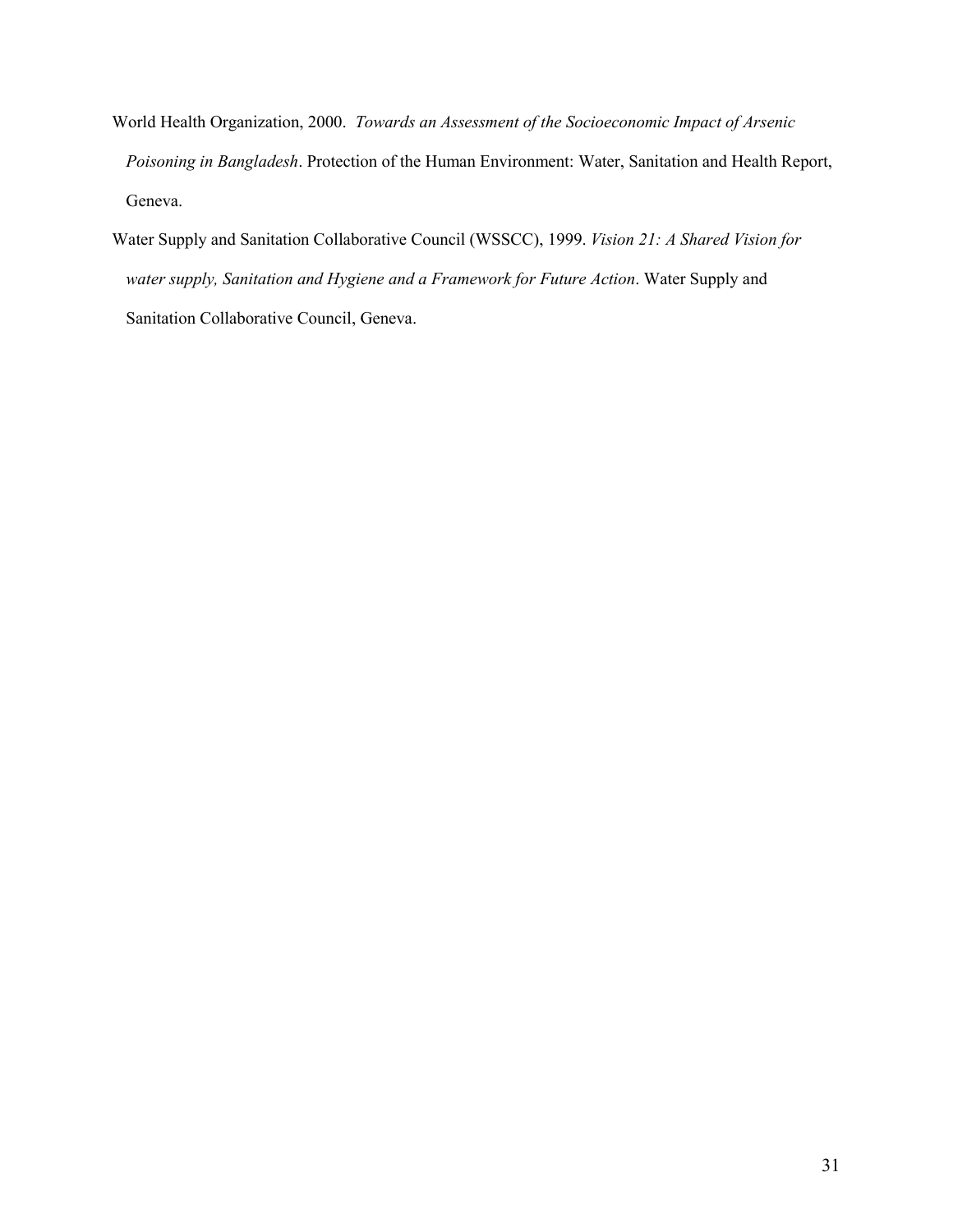World Health Organization, 2000. *Towards an Assessment of the Socioeconomic Impact of Arsenic Poisoning in Bangladesh*. Protection of the Human Environment: Water, Sanitation and Health Report, Geneva.

Water Supply and Sanitation Collaborative Council (WSSCC), 1999. *Vision 21: A Shared Vision for water supply, Sanitation and Hygiene and a Framework for Future Action*. Water Supply and Sanitation Collaborative Council, Geneva.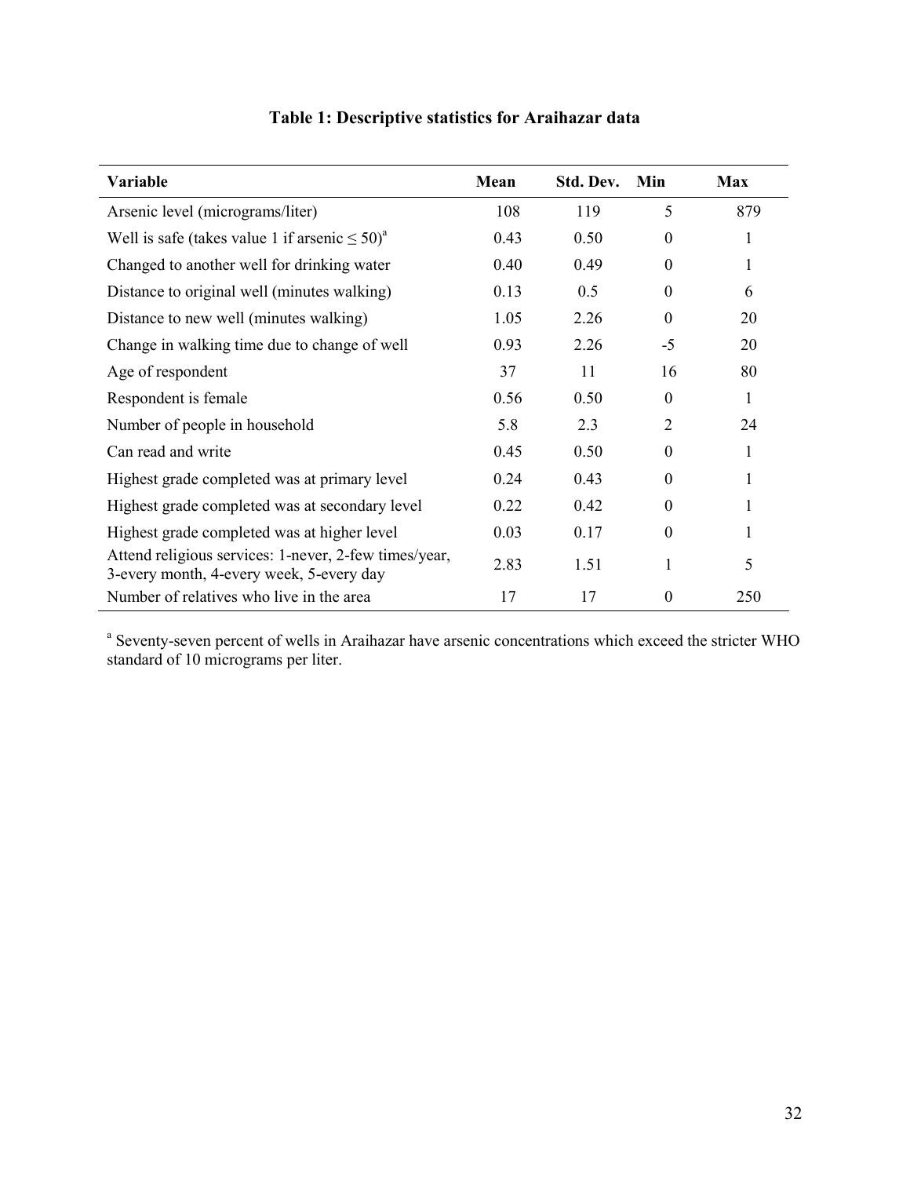**Table 1: Descriptive statistics for Araihazar data**

| Variable | Mean | Std. Dev. | Min | Max |
|---|---|---|---|---|
| Arsenic level (micrograms/liter) | 108 | 119 | 5 | 879 |
| Well is safe (takes value 1 if arsenic ≤ 50)[a] | 0.43 | 0.50 | 0 | 1 |
| Changed to another well for drinking water | 0.40 | 0.49 | 0 | 1 |
| Distance to original well (minutes walking) | 0.13 | 0.5 | 0 | 6 |
| Distance to new well (minutes walking) | 1.05 | 2.26 | 0 | 20 |
| Change in walking time due to change of well | 0.93 | 2.26 | -5 | 20 |
| Age of respondent | 37 | 11 | 16 | 80 |
| Respondent is female | 0.56 | 0.50 | 0 | 1 |
| Number of people in household | 5.8 | 2.3 | 2 | 24 |
| Can read and write | 0.45 | 0.50 | 0 | 1 |
| Highest grade completed was at primary level | 0.24 | 0.43 | 0 | 1 |
| Highest grade completed was at secondary level | 0.22 | 0.42 | 0 | 1 |
| Highest grade completed was at higher level | 0.03 | 0.17 | 0 | 1 |
| Attend religious services: 1-never, 2-few times/year, 3-every month, 4-every week, 5-every day | 2.83 | 1.51 | 1 | 5 |
| Number of relatives who live in the area | 17 | 17 | 0 | 250 |

[a] Seventy-seven percent of wells in Araihazar have arsenic concentrations which exceed the stricter WHO standard of 10 micrograms per liter.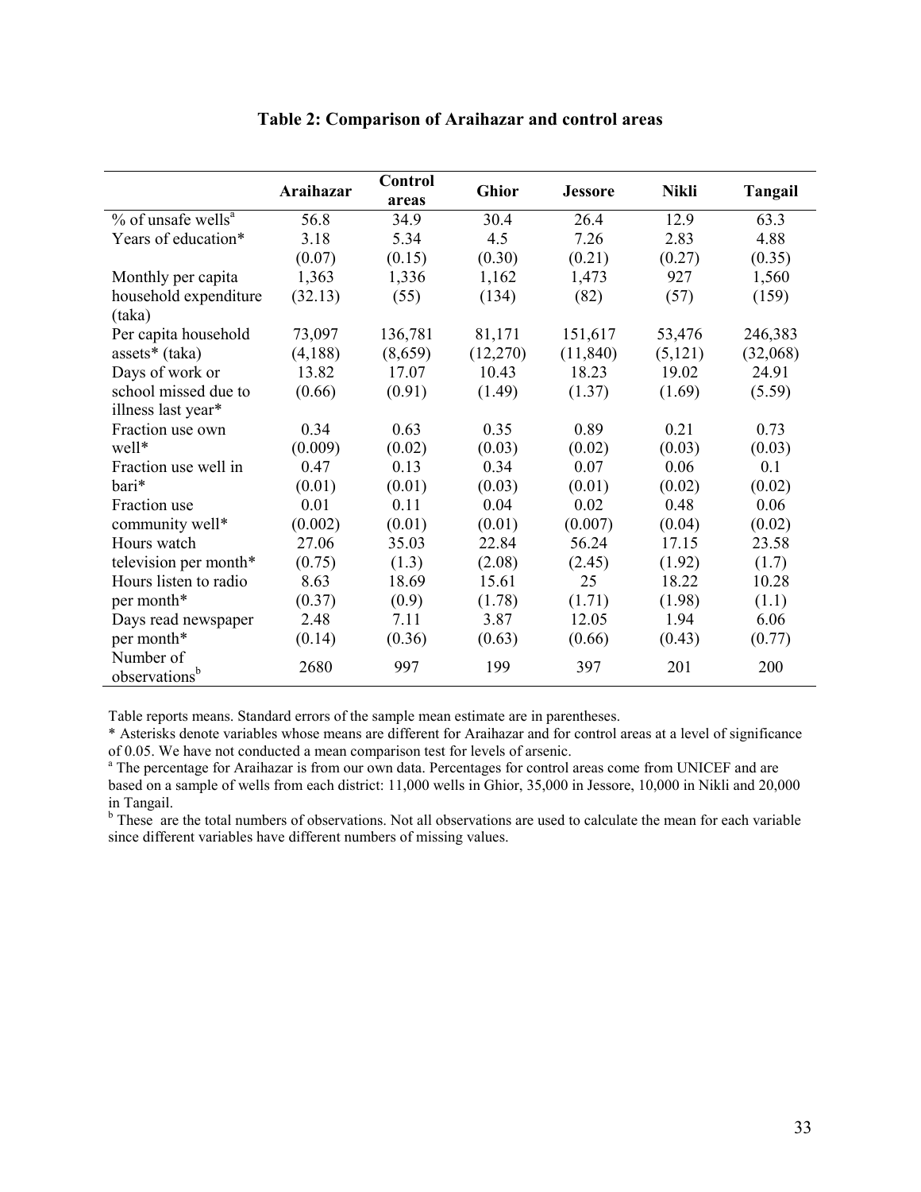**Table 2: Comparison of Araihazar and control areas**

| | Araihazar | Control areas | Ghior | Jessore | Nikli | Tangail |
|---|---|---|---|---|---|---|
| % of unsafe wells[a] | 56.8 | 34.9 | 30.4 | 26.4 | 12.9 | 63.3 |
| Years of education* | 3.18 | 5.34 | 4.5 | 7.26 | 2.83 | 4.88 |
| | (0.07) | (0.15) | (0.30) | (0.21) | (0.27) | (0.35) |
| Monthly per capita household expenditure (taka) | 1,363 | 1,336 | 1,162 | 1,473 | 927 | 1,560 |
| | (32.13) | (55) | (134) | (82) | (57) | (159) |
| Per capita household assets* (taka) | 73,097 | 136,781 | 81,171 | 151,617 | 53,476 | 246,383 |
| | (4,188) | (8,659) | (12,270) | (11,840) | (5,121) | (32,068) |
| Days of work or school missed due to illness last year* | 13.82 | 17.07 | 10.43 | 18.23 | 19.02 | 24.91 |
| | (0.66) | (0.91) | (1.49) | (1.37) | (1.69) | (5.59) |
| Fraction use own well* | 0.34 | 0.63 | 0.35 | 0.89 | 0.21 | 0.73 |
| | (0.009) | (0.02) | (0.03) | (0.02) | (0.03) | (0.03) |
| Fraction use well in bari* | 0.47 | 0.13 | 0.34 | 0.07 | 0.06 | 0.1 |
| | (0.01) | (0.01) | (0.03) | (0.01) | (0.02) | (0.02) |
| Fraction use community well* | 0.01 | 0.11 | 0.04 | 0.02 | 0.48 | 0.06 |
| | (0.002) | (0.01) | (0.01) | (0.007) | (0.04) | (0.02) |
| Hours watch television per month* | 27.06 | 35.03 | 22.84 | 56.24 | 17.15 | 23.58 |
| | (0.75) | (1.3) | (2.08) | (2.45) | (1.92) | (1.7) |
| Hours listen to radio per month* | 8.63 | 18.69 | 15.61 | 25 | 18.22 | 10.28 |
| | (0.37) | (0.9) | (1.78) | (1.71) | (1.98) | (1.1) |
| Days read newspaper per month* | 2.48 | 7.11 | 3.87 | 12.05 | 1.94 | 6.06 |
| | (0.14) | (0.36) | (0.63) | (0.66) | (0.43) | (0.77) |
| Number of observations[b] | 2680 | 997 | 199 | 397 | 201 | 200 |

Table reports means. Standard errors of the sample mean estimate are in parentheses.

* Asterisks denote variables whose means are different for Araihazar and for control areas at a level of significance of 0.05. We have not conducted a mean comparison test for levels of arsenic.

[a] The percentage for Araihazar is from our own data. Percentages for control areas come from UNICEF and are based on a sample of wells from each district: 11,000 wells in Ghior, 35,000 in Jessore, 10,000 in Nikli and 20,000 in Tangail.

[b] These are the total numbers of observations. Not all observations are used to calculate the mean for each variable since different variables have different numbers of missing values.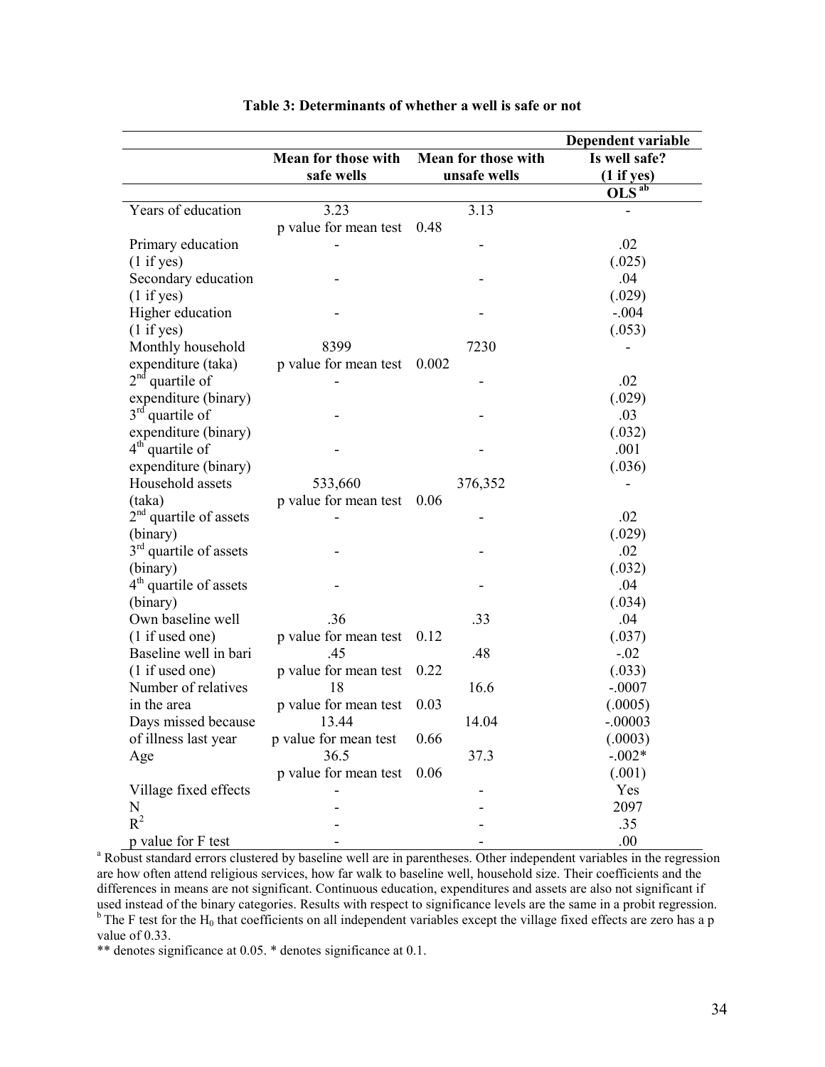**Table 3: Determinants of whether a well is safe or not**

| | Mean for those with safe wells | Mean for those with unsafe wells | Dependent variable Is well safe? (1 if yes) OLS [ab] |
|---|---|---|---|
| Years of education | 3.23 | 3.13 | - |
| | p value for mean test 0.48 | | |
| Primary education (1 if yes) | - | - | .02 (.025) |
| Secondary education (1 if yes) | - | - | .04 (.029) |
| Higher education (1 if yes) | - | - | -.004 (.053) |
| Monthly household expenditure (taka) | 8399 | 7230 | - |
| | p value for mean test 0.002 | | |
| $2^{nd}$ quartile of expenditure (binary) | - | - | .02 (.029) |
| $3^{rd}$ quartile of expenditure (binary) | - | - | .03 (.032) |
| $4^{th}$ quartile of expenditure (binary) | - | - | .001 (.036) |
| Household assets (taka) | 533,660 | 376,352 | - |
| | p value for mean test 0.06 | | |
| $2^{nd}$ quartile of assets (binary) | - | - | .02 (.029) |
| $3^{rd}$ quartile of assets (binary) | - | - | .02 (.032) |
| $4^{th}$ quartile of assets (binary) | - | - | .04 (.034) |
| Own baseline well (1 if used one) | .36 | .33 | .04 |
| | p value for mean test 0.12 | | (.037) |
| Baseline well in bari (1 if used one) | .45 | .48 | -.02 |
| | p value for mean test 0.22 | | (.033) |
| Number of relatives in the area | 18 | 16.6 | -.0007 |
| | p value for mean test 0.03 | | (.0005) |
| Days missed because of illness last year | 13.44 | 14.04 | -.00003 |
| | p value for mean test 0.66 | | (.0003) |
| Age | 36.5 | 37.3 | -.002* |
| | p value for mean test 0.06 | | (.001) |
| Village fixed effects | - | - | Yes |
| N | - | - | 2097 |
| $R^2$ | - | - | .35 |
| p value for F test | - | - | .00 |

[a] Robust standard errors clustered by baseline well are in parentheses. Other independent variables in the regression are how often attend religious services, how far walk to baseline well, household size. Their coefficients and the differences in means are not significant. Continuous education, expenditures and assets are also not significant if used instead of the binary categories. Results with respect to significance levels are the same in a probit regression.
[b] The F test for the $H_0$ that coefficients on all independent variables except the village fixed effects are zero has a p value of 0.33.

** denotes significance at 0.05. * denotes significance at 0.1.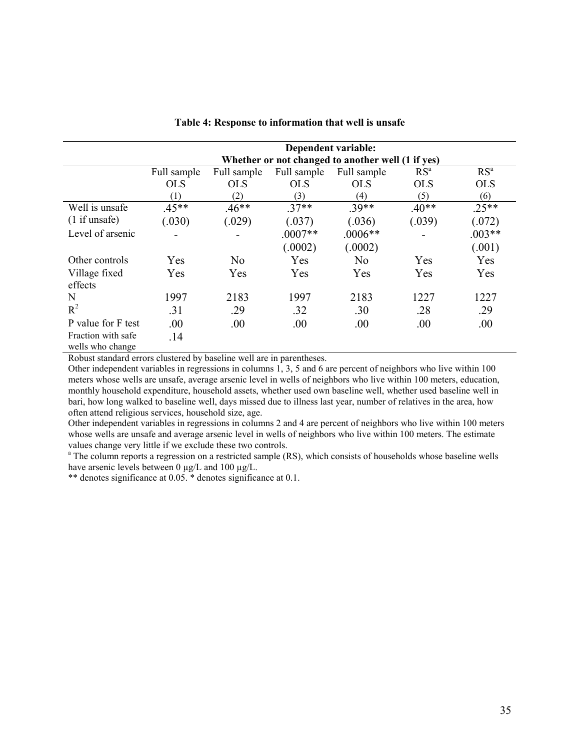**Table 4: Response to information that well is unsafe**

| | Dependent variable: Whether or not changed to another well (1 if yes) | | | | | |
|---|---|---|---|---|---|---|
| | Full sample | Full sample | Full sample | Full sample | RS[a] | RS[a] |
| | OLS | OLS | OLS | OLS | OLS | OLS |
| | (1) | (2) | (3) | (4) | (5) | (6) |
| Well is unsafe | .45** | .46** | .37** | .39** | .40** | .25** |
| (1 if unsafe) | (.030) | (.029) | (.037) | (.036) | (.039) | (.072) |
| Level of arsenic | - | - | .0007** | .0006** | - | .003** |
| | | | (.0002) | (.0002) | | (.001) |
| Other controls | Yes | No | Yes | No | Yes | Yes |
| Village fixed effects | Yes | Yes | Yes | Yes | Yes | Yes |
| N | 1997 | 2183 | 1997 | 2183 | 1227 | 1227 |
| $R^2$ | .31 | .29 | .32 | .30 | .28 | .29 |
| P value for F test | .00 | .00 | .00 | .00 | .00 | .00 |
| Fraction with safe wells who change | .14 | | | | | |

Robust standard errors clustered by baseline well are in parentheses.

Other independent variables in regressions in columns 1, 3, 5 and 6 are percent of neighbors who live within 100 meters whose wells are unsafe, average arsenic level in wells of neighbors who live within 100 meters, education, monthly household expenditure, household assets, whether used own baseline well, whether used baseline well in bari, how long walked to baseline well, days missed due to illness last year, number of relatives in the area, how often attend religious services, household size, age.

Other independent variables in regressions in columns 2 and 4 are percent of neighbors who live within 100 meters whose wells are unsafe and average arsenic level in wells of neighbors who live within 100 meters. The estimate values change very little if we exclude these two controls.

[a] The column reports a regression on a restricted sample (RS), which consists of households whose baseline wells have arsenic levels between 0 µg/L and 100 µg/L.

** denotes significance at 0.05. * denotes significance at 0.1.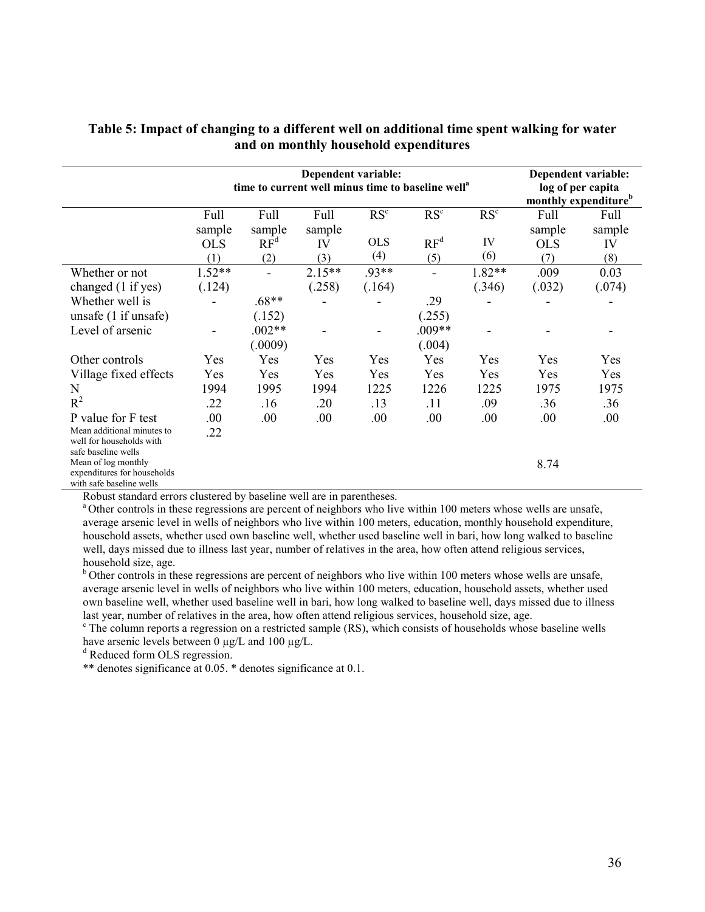## Table 5: Impact of changing to a different well on additional time spent walking for water and on monthly household expenditures

| | Dependent variable: time to current well minus time to baseline well[a] | | | | | | Dependent variable: log of per capita monthly expenditure[b] | |
|---|---|---|---|---|---|---|---|---|
| | Full sample OLS (1) | Full sample RF[d] (2) | Full sample IV (3) | RS[c] OLS (4) | RS[c] RF[d] (5) | RS[c] IV (6) | Full sample OLS (7) | Full sample IV (8) |
| Whether or not changed (1 if yes) | 1.52** (.124) | - | 2.15** (.258) | .93** (.164) | - | 1.82** (.346) | .009 (.032) | 0.03 (.074) |
| Whether well is unsafe (1 if unsafe) | - | .68** (.152) | - | - | .29 (.255) | - | - | - |
| Level of arsenic | - | .002** (.0009) | - | - | .009** (.004) | - | - | - |
| Other controls | Yes | Yes | Yes | Yes | Yes | Yes | Yes | Yes |
| Village fixed effects | Yes | Yes | Yes | Yes | Yes | Yes | Yes | Yes |
| N | 1994 | 1995 | 1994 | 1225 | 1226 | 1225 | 1975 | 1975 |
| $R^2$ | .22 | .16 | .20 | .13 | .11 | .09 | .36 | .36 |
| P value for F test | .00 | .00 | .00 | .00 | .00 | .00 | .00 | .00 |
| Mean additional minutes to well for households with safe baseline wells | .22 | | | | | | | |
| Mean of log monthly expenditures for households with safe baseline wells | | | | | | | 8.74 | |

Robust standard errors clustered by baseline well are in parentheses.

[a] Other controls in these regressions are percent of neighbors who live within 100 meters whose wells are unsafe, average arsenic level in wells of neighbors who live within 100 meters, education, monthly household expenditure, household assets, whether used own baseline well, whether used baseline well in bari, how long walked to baseline well, days missed due to illness last year, number of relatives in the area, how often attend religious services, household size, age.

[b] Other controls in these regressions are percent of neighbors who live within 100 meters whose wells are unsafe, average arsenic level in wells of neighbors who live within 100 meters, education, household assets, whether used own baseline well, whether used baseline well in bari, how long walked to baseline well, days missed due to illness last year, number of relatives in the area, how often attend religious services, household size, age.

[c] The column reports a regression on a restricted sample (RS), which consists of households whose baseline wells have arsenic levels between 0 µg/L and 100 µg/L.

[d] Reduced form OLS regression.

** denotes significance at 0.05. * denotes significance at 0.1.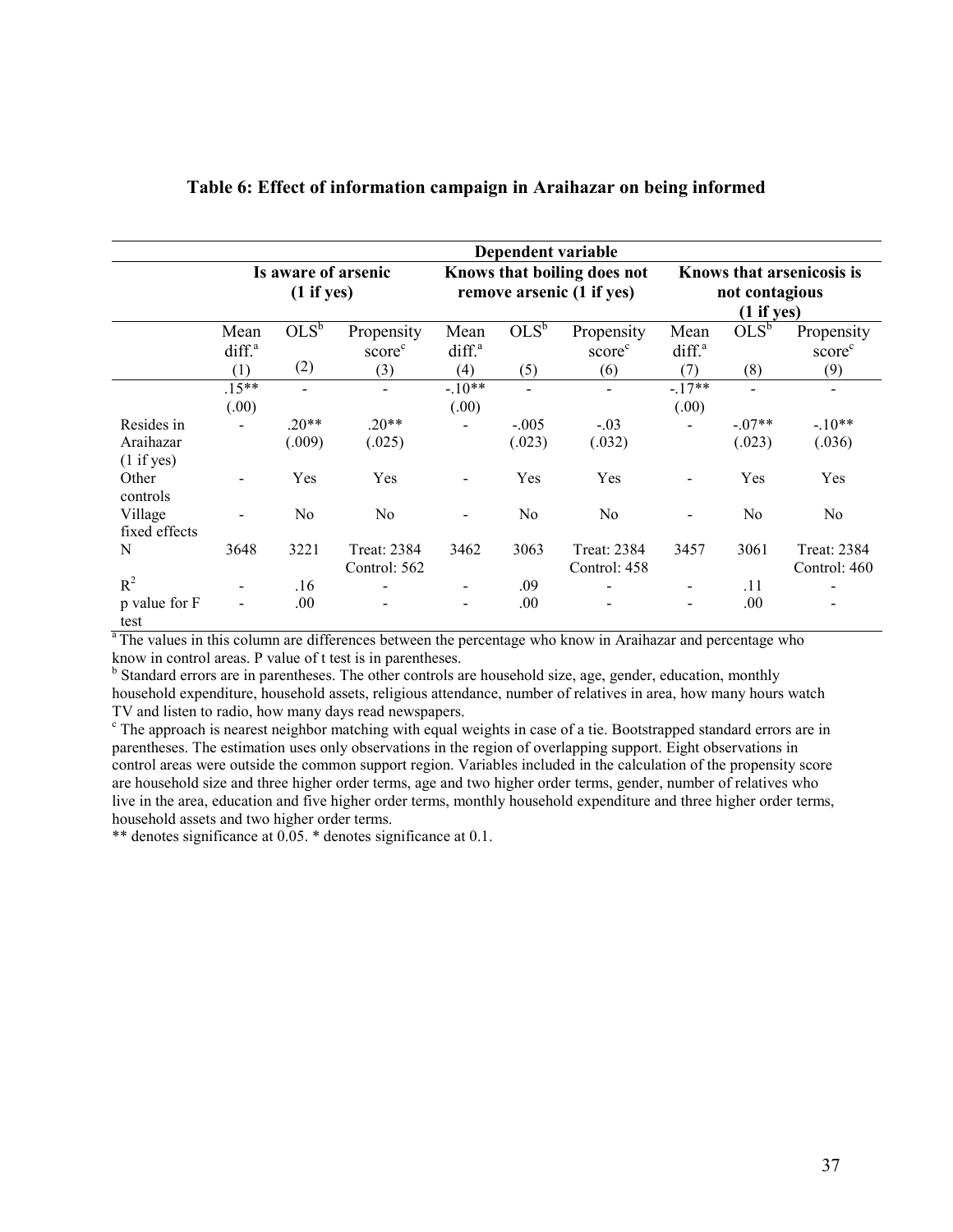**Table 6: Effect of information campaign in Araihazar on being informed**

| | Dependent variable | | | | | | | | |
|---|---|---|---|---|---|---|---|---|---|
| | Is aware of arsenic (1 if yes) | | | Knows that boiling does not remove arsenic (1 if yes) | | | Knows that arsenicosis is not contagious (1 if yes) | | |
| | Mean diff.[a] (1) | OLS[b] (2) | Propensity score[c] (3) | Mean diff.[a] (4) | OLS[b] (5) | Propensity score[c] (6) | Mean diff.[a] (7) | OLS[b] (8) | Propensity score[c] (9) |
| | .15** (.00) | - | - | -.10** (.00) | - | - | -.17** (.00) | - | - |
| Resides in Araihazar (1 if yes) | - | .20** (.009) | .20** (.025) | - | -.005 (.023) | -.03 (.032) | - | -.07** (.023) | -.10** (.036) |
| Other controls | - | Yes | Yes | - | Yes | Yes | - | Yes | Yes |
| Village fixed effects | - | No | No | - | No | No | - | No | No |
| N | 3648 | 3221 | Treat: 2384 Control: 562 | 3462 | 3063 | Treat: 2384 Control: 458 | 3457 | 3061 | Treat: 2384 Control: 460 |
| $R^2$ | - | .16 | - | - | .09 | - | - | .11 | - |
| p value for F test | - | .00 | - | - | .00 | - | - | .00 | - |

[a] The values in this column are differences between the percentage who know in Araihazar and percentage who know in control areas. P value of t test is in parentheses.

[b] Standard errors are in parentheses. The other controls are household size, age, gender, education, monthly household expenditure, household assets, religious attendance, number of relatives in area, how many hours watch TV and listen to radio, how many days read newspapers.

[c] The approach is nearest neighbor matching with equal weights in case of a tie. Bootstrapped standard errors are in parentheses. The estimation uses only observations in the region of overlapping support. Eight observations in control areas were outside the common support region. Variables included in the calculation of the propensity score are household size and three higher order terms, age and two higher order terms, gender, number of relatives who live in the area, education and five higher order terms, monthly household expenditure and three higher order terms, household assets and two higher order terms.

** denotes significance at 0.05. * denotes significance at 0.1.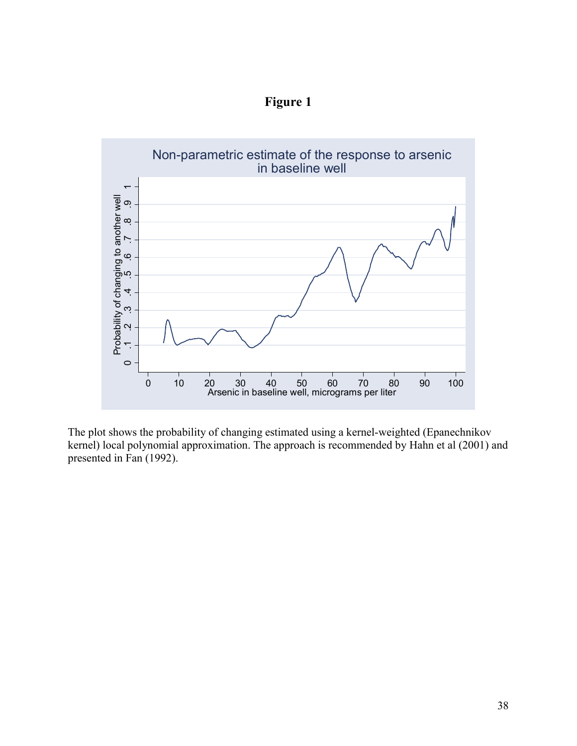**Figure 1**

Non-parametric estimate of the response to arsenic in baseline well

Probability of changing to another well

0 .1 .2 .3 .4 .5 .6 .7 .8 .9 1

0 10 20 30 40 50 60 70 80 90 100

Arsenic in baseline well, micrograms per liter

The plot shows the probability of changing estimated using a kernel-weighted (Epanechnikov kernel) local polynomial approximation. The approach is recommended by Hahn et al (2001) and presented in Fan (1992).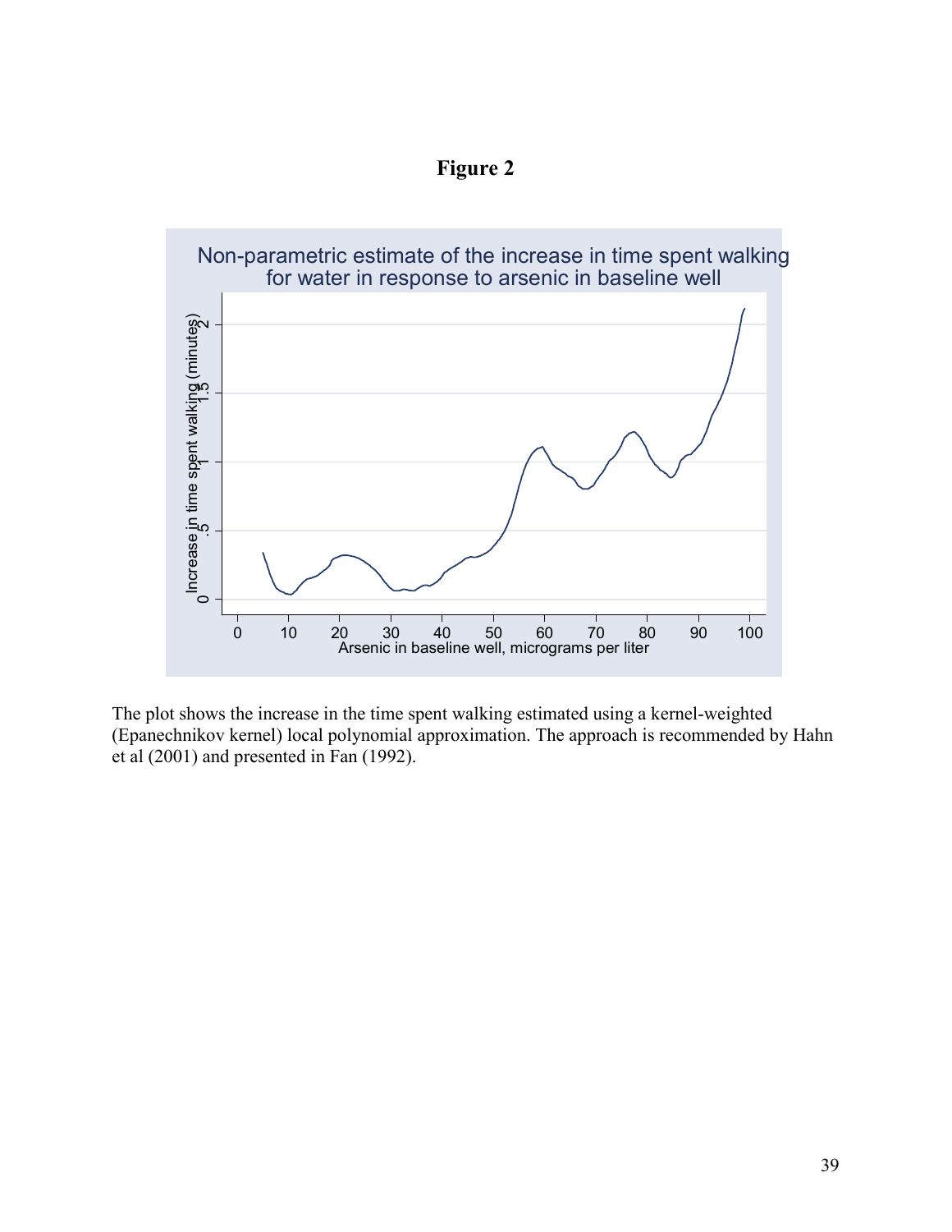**Figure 2**

Non-parametric estimate of the increase in time spent walking for water in response to arsenic in baseline well

Increase in time spent walking (minutes)

0
.5
1
1.5
2

0 10 20 30 40 50 60 70 80 90 100

Arsenic in baseline well, micrograms per liter

The plot shows the increase in the time spent walking estimated using a kernel-weighted (Epanechnikov kernel) local polynomial approximation. The approach is recommended by Hahn et al (2001) and presented in Fan (1992).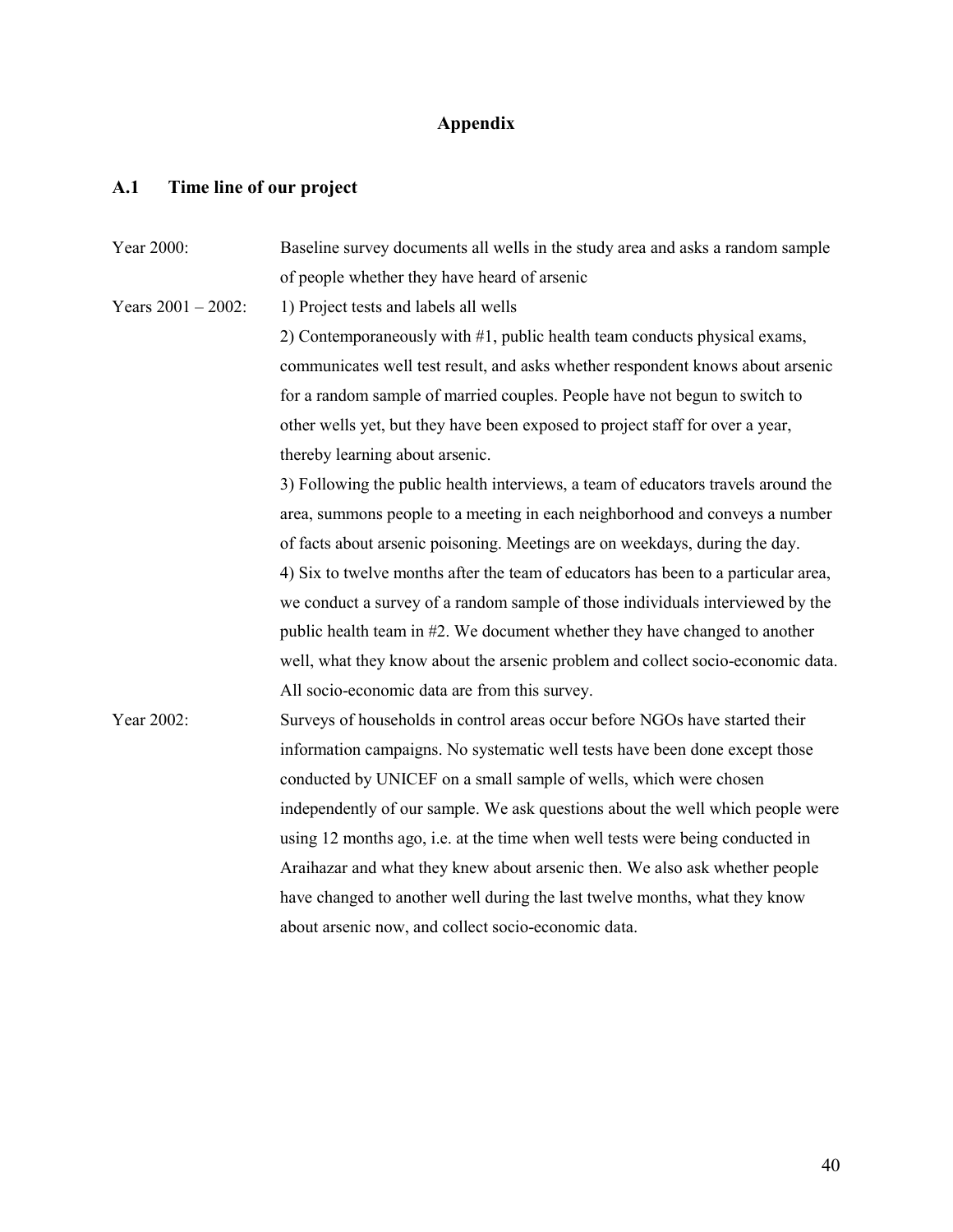# Appendix

## A.1 Time line of our project

Year 2000: Baseline survey documents all wells in the study area and asks a random sample of people whether they have heard of arsenic

Years 2001 – 2002:

1) Project tests and labels all wells

2) Contemporaneously with #1, public health team conducts physical exams, communicates well test result, and asks whether respondent knows about arsenic for a random sample of married couples. People have not begun to switch to other wells yet, but they have been exposed to project staff for over a year, thereby learning about arsenic.

3) Following the public health interviews, a team of educators travels around the area, summons people to a meeting in each neighborhood and conveys a number of facts about arsenic poisoning. Meetings are on weekdays, during the day.

4) Six to twelve months after the team of educators has been to a particular area, we conduct a survey of a random sample of those individuals interviewed by the public health team in #2. We document whether they have changed to another well, what they know about the arsenic problem and collect socio-economic data. All socio-economic data are from this survey.

Year 2002: Surveys of households in control areas occur before NGOs have started their information campaigns. No systematic well tests have been done except those conducted by UNICEF on a small sample of wells, which were chosen independently of our sample. We ask questions about the well which people were using 12 months ago, i.e. at the time when well tests were being conducted in Araihazar and what they knew about arsenic then. We also ask whether people have changed to another well during the last twelve months, what they know about arsenic now, and collect socio-economic data.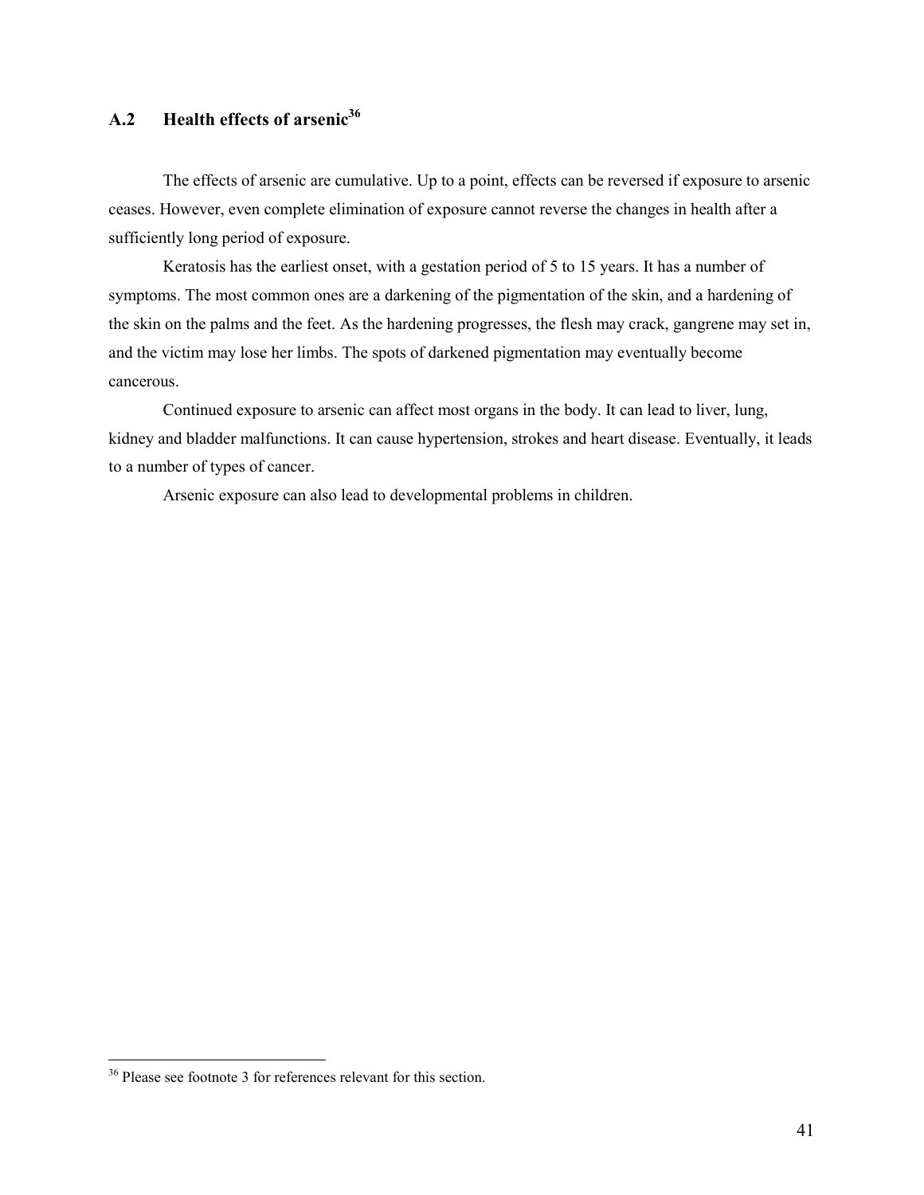## A.2 Health effects of arsenic[36]

The effects of arsenic are cumulative. Up to a point, effects can be reversed if exposure to arsenic ceases. However, even complete elimination of exposure cannot reverse the changes in health after a sufficiently long period of exposure.

Keratosis has the earliest onset, with a gestation period of 5 to 15 years. It has a number of symptoms. The most common ones are a darkening of the pigmentation of the skin, and a hardening of the skin on the palms and the feet. As the hardening progresses, the flesh may crack, gangrene may set in, and the victim may lose her limbs. The spots of darkened pigmentation may eventually become cancerous.

Continued exposure to arsenic can affect most organs in the body. It can lead to liver, lung, kidney and bladder malfunctions. It can cause hypertension, strokes and heart disease. Eventually, it leads to a number of types of cancer.

Arsenic exposure can also lead to developmental problems in children.

---

[36] Please see footnote 3 for references relevant for this section.